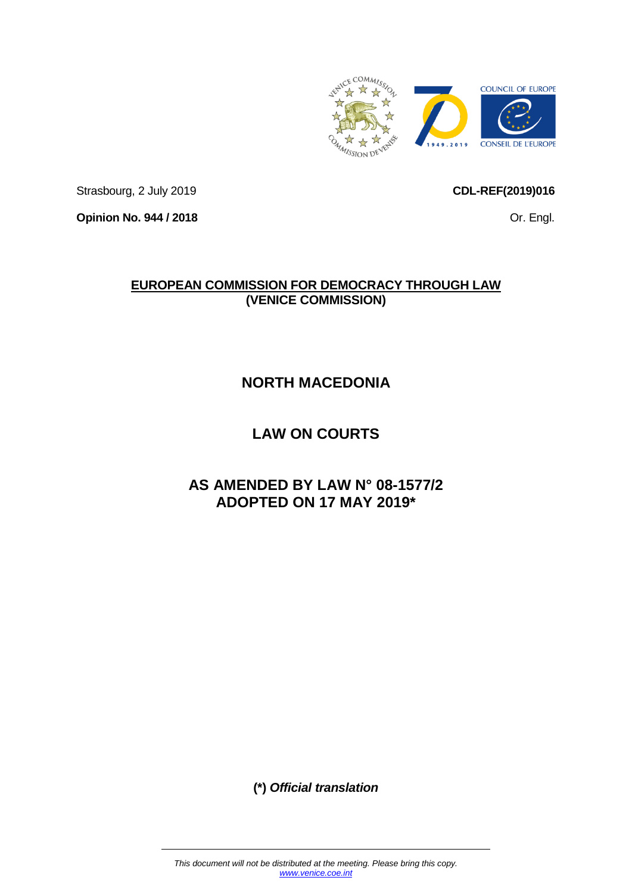Strasbourg, 2 July 2019

**CDL-REF(2019)016**

**Opinion No. 944 / 2018**

Or. Engl.

**EUROPEAN COMMISSION FOR DEMOCRACY THROUGH LAW**
**(VENICE COMMISSION)**

# NORTH MACEDONIA

# LAW ON COURTS

# AS AMENDED BY LAW N° 08-1577/2 ADOPTED ON 17 MAY 2019*

**(*)** ***Official translation***

*This document will not be distributed at the meeting. Please bring this copy.*
*www.venice.coe.int*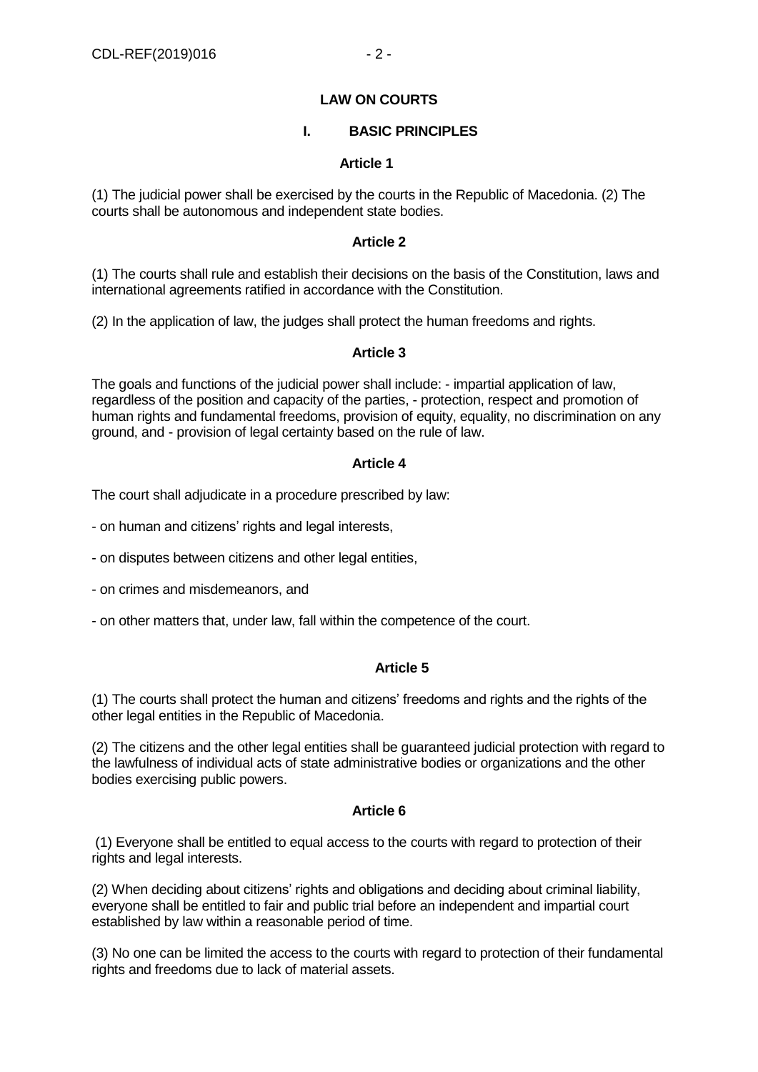# LAW ON COURTS

## I. BASIC PRINCIPLES

### Article 1

(1) The judicial power shall be exercised by the courts in the Republic of Macedonia. (2) The courts shall be autonomous and independent state bodies.

### Article 2

(1) The courts shall rule and establish their decisions on the basis of the Constitution, laws and international agreements ratified in accordance with the Constitution.

(2) In the application of law, the judges shall protect the human freedoms and rights.

### Article 3

The goals and functions of the judicial power shall include: - impartial application of law, regardless of the position and capacity of the parties, - protection, respect and promotion of human rights and fundamental freedoms, provision of equity, equality, no discrimination on any ground, and - provision of legal certainty based on the rule of law.

### Article 4

The court shall adjudicate in a procedure prescribed by law:

- on human and citizens' rights and legal interests,
- on disputes between citizens and other legal entities,
- on crimes and misdemeanors, and
- on other matters that, under law, fall within the competence of the court.

### Article 5

(1) The courts shall protect the human and citizens' freedoms and rights and the rights of the other legal entities in the Republic of Macedonia.

(2) The citizens and the other legal entities shall be guaranteed judicial protection with regard to the lawfulness of individual acts of state administrative bodies or organizations and the other bodies exercising public powers.

### Article 6

(1) Everyone shall be entitled to equal access to the courts with regard to protection of their rights and legal interests.

(2) When deciding about citizens' rights and obligations and deciding about criminal liability, everyone shall be entitled to fair and public trial before an independent and impartial court established by law within a reasonable period of time.

(3) No one can be limited the access to the courts with regard to protection of their fundamental rights and freedoms due to lack of material assets.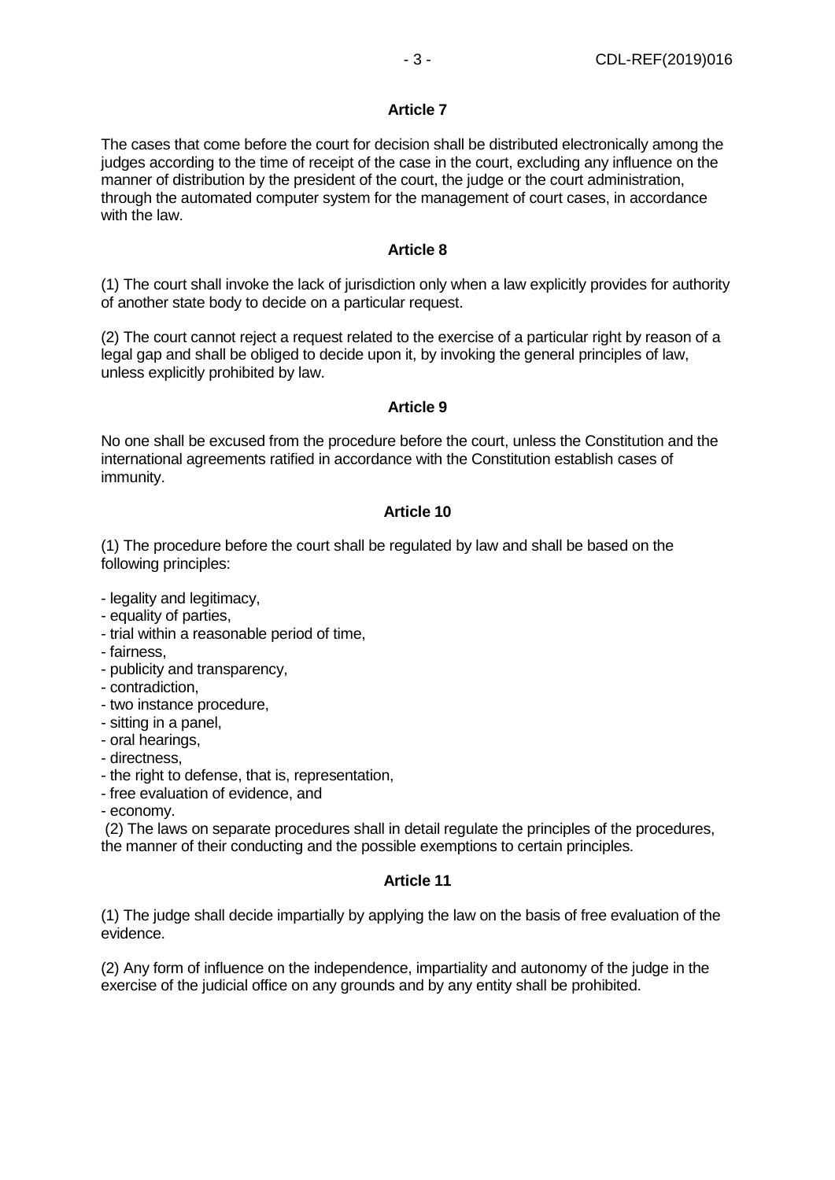### Article 7

The cases that come before the court for decision shall be distributed electronically among the judges according to the time of receipt of the case in the court, excluding any influence on the manner of distribution by the president of the court, the judge or the court administration, through the automated computer system for the management of court cases, in accordance with the law.

### Article 8

(1) The court shall invoke the lack of jurisdiction only when a law explicitly provides for authority of another state body to decide on a particular request.

(2) The court cannot reject a request related to the exercise of a particular right by reason of a legal gap and shall be obliged to decide upon it, by invoking the general principles of law, unless explicitly prohibited by law.

### Article 9

No one shall be excused from the procedure before the court, unless the Constitution and the international agreements ratified in accordance with the Constitution establish cases of immunity.

### Article 10

(1) The procedure before the court shall be regulated by law and shall be based on the following principles:

- legality and legitimacy,
- equality of parties,
- trial within a reasonable period of time,
- fairness,
- publicity and transparency,
- contradiction,
- two instance procedure,
- sitting in a panel,
- oral hearings,
- directness,
- the right to defense, that is, representation,
- free evaluation of evidence, and
- economy.

(2) The laws on separate procedures shall in detail regulate the principles of the procedures, the manner of their conducting and the possible exemptions to certain principles.

### Article 11

(1) The judge shall decide impartially by applying the law on the basis of free evaluation of the evidence.

(2) Any form of influence on the independence, impartiality and autonomy of the judge in the exercise of the judicial office on any grounds and by any entity shall be prohibited.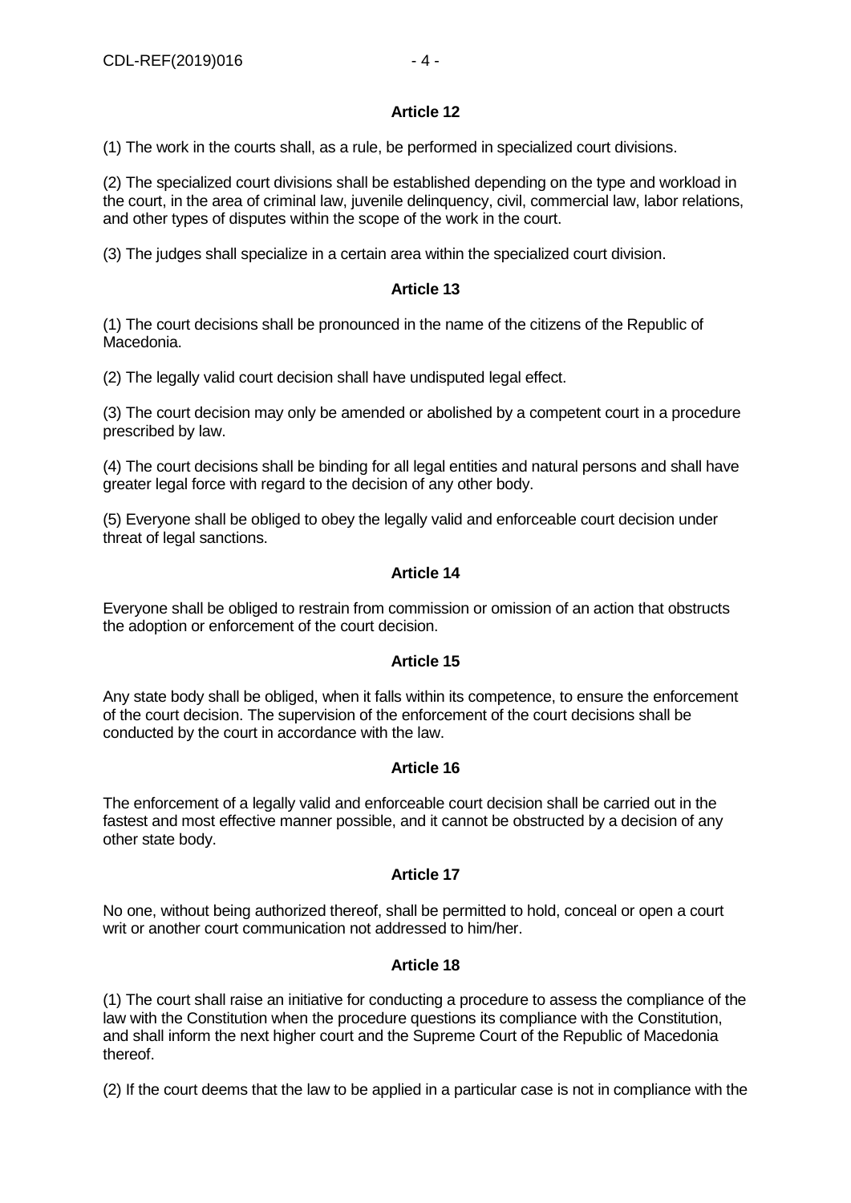**Article 12**

(1) The work in the courts shall, as a rule, be performed in specialized court divisions.

(2) The specialized court divisions shall be established depending on the type and workload in the court, in the area of criminal law, juvenile delinquency, civil, commercial law, labor relations, and other types of disputes within the scope of the work in the court.

(3) The judges shall specialize in a certain area within the specialized court division.

**Article 13**

(1) The court decisions shall be pronounced in the name of the citizens of the Republic of Macedonia.

(2) The legally valid court decision shall have undisputed legal effect.

(3) The court decision may only be amended or abolished by a competent court in a procedure prescribed by law.

(4) The court decisions shall be binding for all legal entities and natural persons and shall have greater legal force with regard to the decision of any other body.

(5) Everyone shall be obliged to obey the legally valid and enforceable court decision under threat of legal sanctions.

**Article 14**

Everyone shall be obliged to restrain from commission or omission of an action that obstructs the adoption or enforcement of the court decision.

**Article 15**

Any state body shall be obliged, when it falls within its competence, to ensure the enforcement of the court decision. The supervision of the enforcement of the court decisions shall be conducted by the court in accordance with the law.

**Article 16**

The enforcement of a legally valid and enforceable court decision shall be carried out in the fastest and most effective manner possible, and it cannot be obstructed by a decision of any other state body.

**Article 17**

No one, without being authorized thereof, shall be permitted to hold, conceal or open a court writ or another court communication not addressed to him/her.

**Article 18**

(1) The court shall raise an initiative for conducting a procedure to assess the compliance of the law with the Constitution when the procedure questions its compliance with the Constitution, and shall inform the next higher court and the Supreme Court of the Republic of Macedonia thereof.

(2) If the court deems that the law to be applied in a particular case is not in compliance with the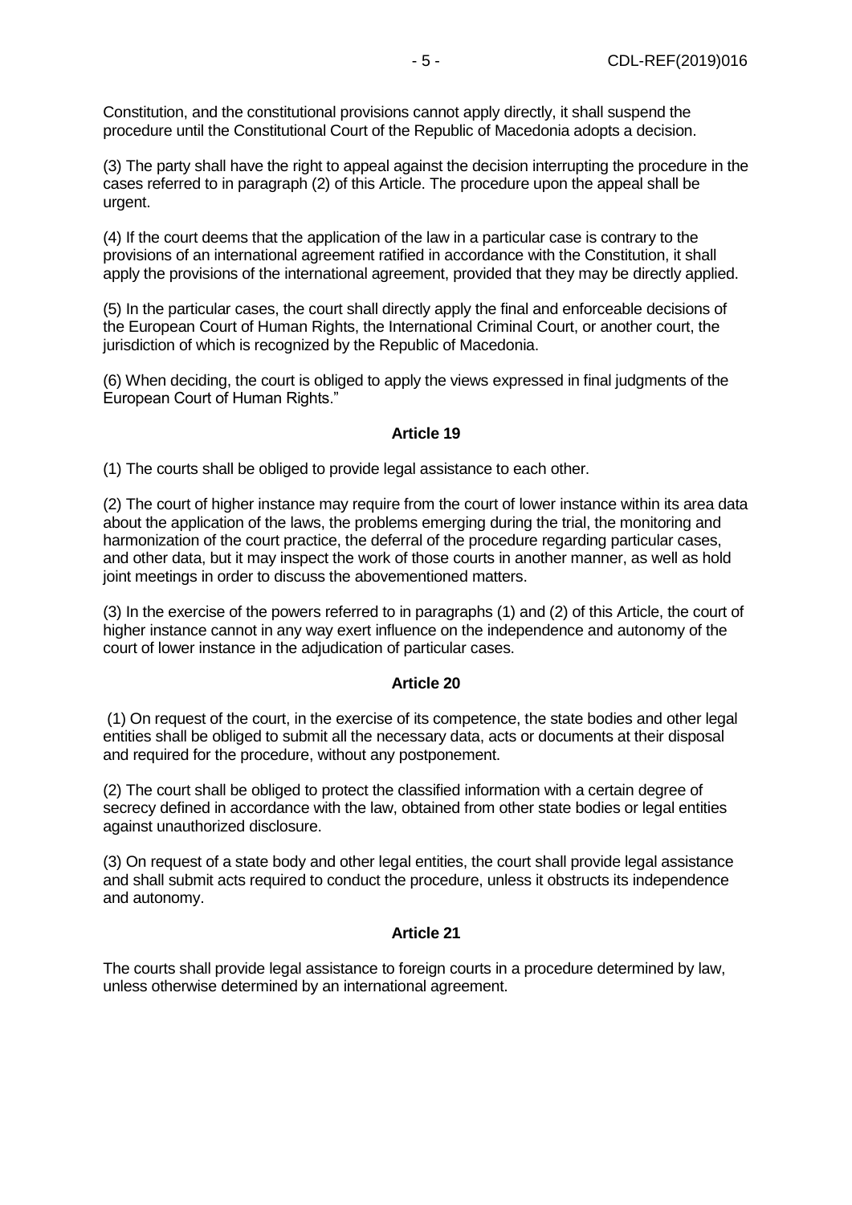Constitution, and the constitutional provisions cannot apply directly, it shall suspend the procedure until the Constitutional Court of the Republic of Macedonia adopts a decision.

(3) The party shall have the right to appeal against the decision interrupting the procedure in the cases referred to in paragraph (2) of this Article. The procedure upon the appeal shall be urgent.

(4) If the court deems that the application of the law in a particular case is contrary to the provisions of an international agreement ratified in accordance with the Constitution, it shall apply the provisions of the international agreement, provided that they may be directly applied.

(5) In the particular cases, the court shall directly apply the final and enforceable decisions of the European Court of Human Rights, the International Criminal Court, or another court, the jurisdiction of which is recognized by the Republic of Macedonia.

(6) When deciding, the court is obliged to apply the views expressed in final judgments of the European Court of Human Rights."

**Article 19**

(1) The courts shall be obliged to provide legal assistance to each other.

(2) The court of higher instance may require from the court of lower instance within its area data about the application of the laws, the problems emerging during the trial, the monitoring and harmonization of the court practice, the deferral of the procedure regarding particular cases, and other data, but it may inspect the work of those courts in another manner, as well as hold joint meetings in order to discuss the abovementioned matters.

(3) In the exercise of the powers referred to in paragraphs (1) and (2) of this Article, the court of higher instance cannot in any way exert influence on the independence and autonomy of the court of lower instance in the adjudication of particular cases.

**Article 20**

(1) On request of the court, in the exercise of its competence, the state bodies and other legal entities shall be obliged to submit all the necessary data, acts or documents at their disposal and required for the procedure, without any postponement.

(2) The court shall be obliged to protect the classified information with a certain degree of secrecy defined in accordance with the law, obtained from other state bodies or legal entities against unauthorized disclosure.

(3) On request of a state body and other legal entities, the court shall provide legal assistance and shall submit acts required to conduct the procedure, unless it obstructs its independence and autonomy.

**Article 21**

The courts shall provide legal assistance to foreign courts in a procedure determined by law, unless otherwise determined by an international agreement.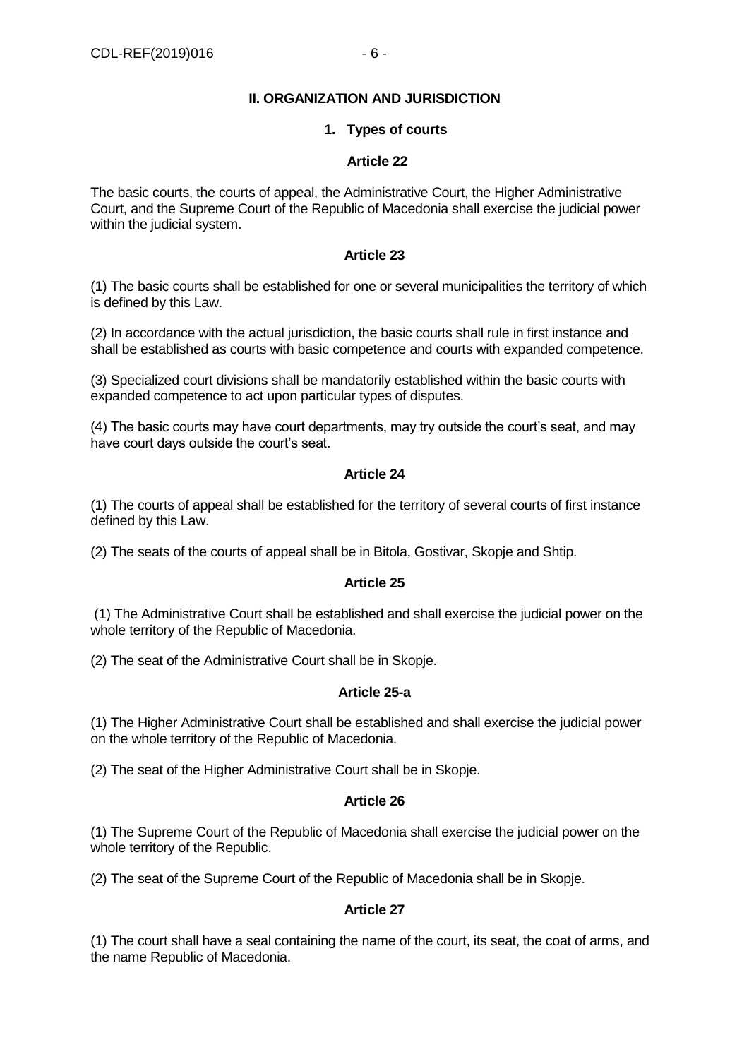## II. ORGANIZATION AND JURISDICTION

### 1. Types of courts

**Article 22**

The basic courts, the courts of appeal, the Administrative Court, the Higher Administrative Court, and the Supreme Court of the Republic of Macedonia shall exercise the judicial power within the judicial system.

**Article 23**

(1) The basic courts shall be established for one or several municipalities the territory of which is defined by this Law.

(2) In accordance with the actual jurisdiction, the basic courts shall rule in first instance and shall be established as courts with basic competence and courts with expanded competence.

(3) Specialized court divisions shall be mandatorily established within the basic courts with expanded competence to act upon particular types of disputes.

(4) The basic courts may have court departments, may try outside the court's seat, and may have court days outside the court's seat.

**Article 24**

(1) The courts of appeal shall be established for the territory of several courts of first instance defined by this Law.

(2) The seats of the courts of appeal shall be in Bitola, Gostivar, Skopje and Shtip.

**Article 25**

(1) The Administrative Court shall be established and shall exercise the judicial power on the whole territory of the Republic of Macedonia.

(2) The seat of the Administrative Court shall be in Skopje.

**Article 25-a**

(1) The Higher Administrative Court shall be established and shall exercise the judicial power on the whole territory of the Republic of Macedonia.

(2) The seat of the Higher Administrative Court shall be in Skopje.

**Article 26**

(1) The Supreme Court of the Republic of Macedonia shall exercise the judicial power on the whole territory of the Republic.

(2) The seat of the Supreme Court of the Republic of Macedonia shall be in Skopje.

**Article 27**

(1) The court shall have a seal containing the name of the court, its seat, the coat of arms, and the name Republic of Macedonia.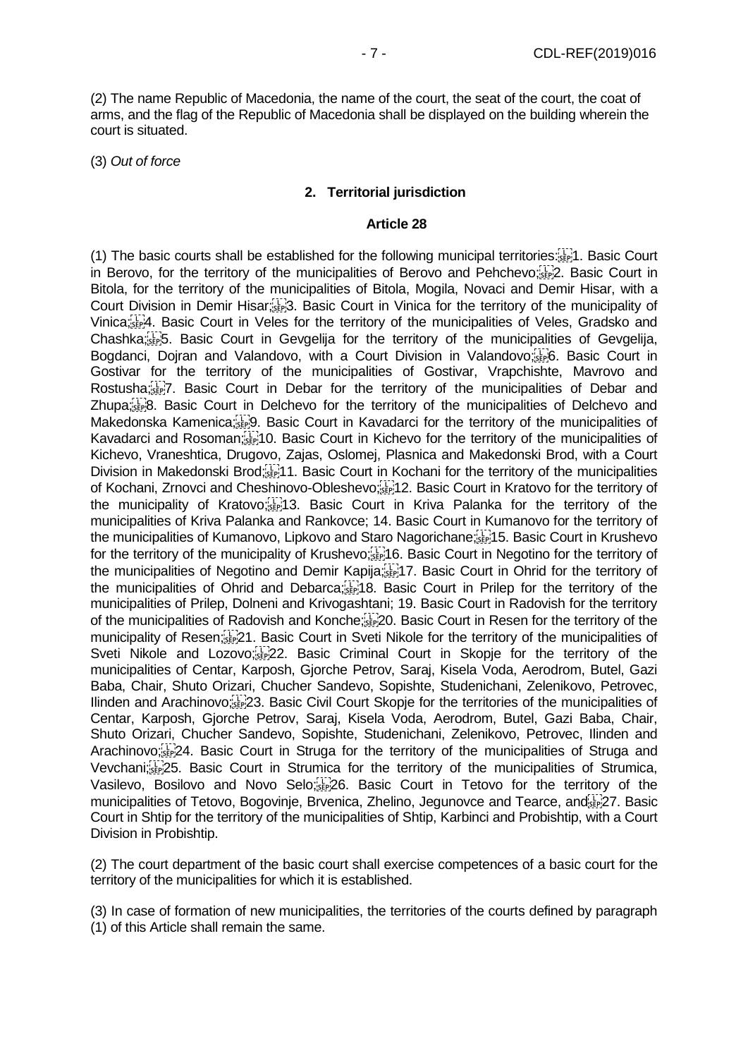(2) The name Republic of Macedonia, the name of the court, the seat of the court, the coat of arms, and the flag of the Republic of Macedonia shall be displayed on the building wherein the court is situated.

(3) *Out of force*

### 2. Territorial jurisdiction

#### Article 28

(1) The basic courts shall be established for the following municipal territories: 1. Basic Court in Berovo, for the territory of the municipalities of Berovo and Pehchevo; 2. Basic Court in Bitola, for the territory of the municipalities of Bitola, Mogila, Novaci and Demir Hisar, with a Court Division in Demir Hisar; 3. Basic Court in Vinica for the territory of the municipality of Vinica; 4. Basic Court in Veles for the territory of the municipalities of Veles, Gradsko and Chashka; 5. Basic Court in Gevgelija for the territory of the municipalities of Gevgelija, Bogdanci, Dojran and Valandovo, with a Court Division in Valandovo; 6. Basic Court in Gostivar for the territory of the municipalities of Gostivar, Vrapchishte, Mavrovo and Rostusha; 7. Basic Court in Debar for the territory of the municipalities of Debar and Zhupa; 8. Basic Court in Delchevo for the territory of the municipalities of Delchevo and Makedonska Kamenica; 9. Basic Court in Kavadarci for the territory of the municipalities of Kavadarci and Rosoman; 10. Basic Court in Kichevo for the territory of the municipalities of Kichevo, Vraneshtica, Drugovo, Zajas, Oslomej, Plasnica and Makedonski Brod, with a Court Division in Makedonski Brod; 11. Basic Court in Kochani for the territory of the municipalities of Kochani, Zrnovci and Cheshinovo-Obleshevo; 12. Basic Court in Kratovo for the territory of the municipality of Kratovo; 13. Basic Court in Kriva Palanka for the territory of the municipalities of Kriva Palanka and Rankovce; 14. Basic Court in Kumanovo for the territory of the municipalities of Kumanovo, Lipkovo and Staro Nagorichane; 15. Basic Court in Krushevo for the territory of the municipality of Krushevo; 16. Basic Court in Negotino for the territory of the municipalities of Negotino and Demir Kapija; 17. Basic Court in Ohrid for the territory of the municipalities of Ohrid and Debarca; 18. Basic Court in Prilep for the territory of the municipalities of Prilep, Dolneni and Krivogashtani; 19. Basic Court in Radovish for the territory of the municipalities of Radovish and Konche; 20. Basic Court in Resen for the territory of the municipality of Resen; 21. Basic Court in Sveti Nikole for the territory of the municipalities of Sveti Nikole and Lozovo; 22. Basic Criminal Court in Skopje for the territory of the municipalities of Centar, Karposh, Gjorche Petrov, Saraj, Kisela Voda, Aerodrom, Butel, Gazi Baba, Chair, Shuto Orizari, Chucher Sandevo, Sopishte, Studenichani, Zelenikovo, Petrovec, Ilinden and Arachinovo; 23. Basic Civil Court Skopje for the territories of the municipalities of Centar, Karposh, Gjorche Petrov, Saraj, Kisela Voda, Aerodrom, Butel, Gazi Baba, Chair, Shuto Orizari, Chucher Sandevo, Sopishte, Studenichani, Zelenikovo, Petrovec, Ilinden and Arachinovo; 24. Basic Court in Struga for the territory of the municipalities of Struga and Vevchani; 25. Basic Court in Strumica for the territory of the municipalities of Strumica, Vasilevo, Bosilovo and Novo Selo; 26. Basic Court in Tetovo for the territory of the municipalities of Tetovo, Bogovinje, Brvenica, Zhelino, Jegunovce and Tearce, and 27. Basic Court in Shtip for the territory of the municipalities of Shtip, Karbinci and Probishtip, with a Court Division in Probishtip.

(2) The court department of the basic court shall exercise competences of a basic court for the territory of the municipalities for which it is established.

(3) In case of formation of new municipalities, the territories of the courts defined by paragraph (1) of this Article shall remain the same.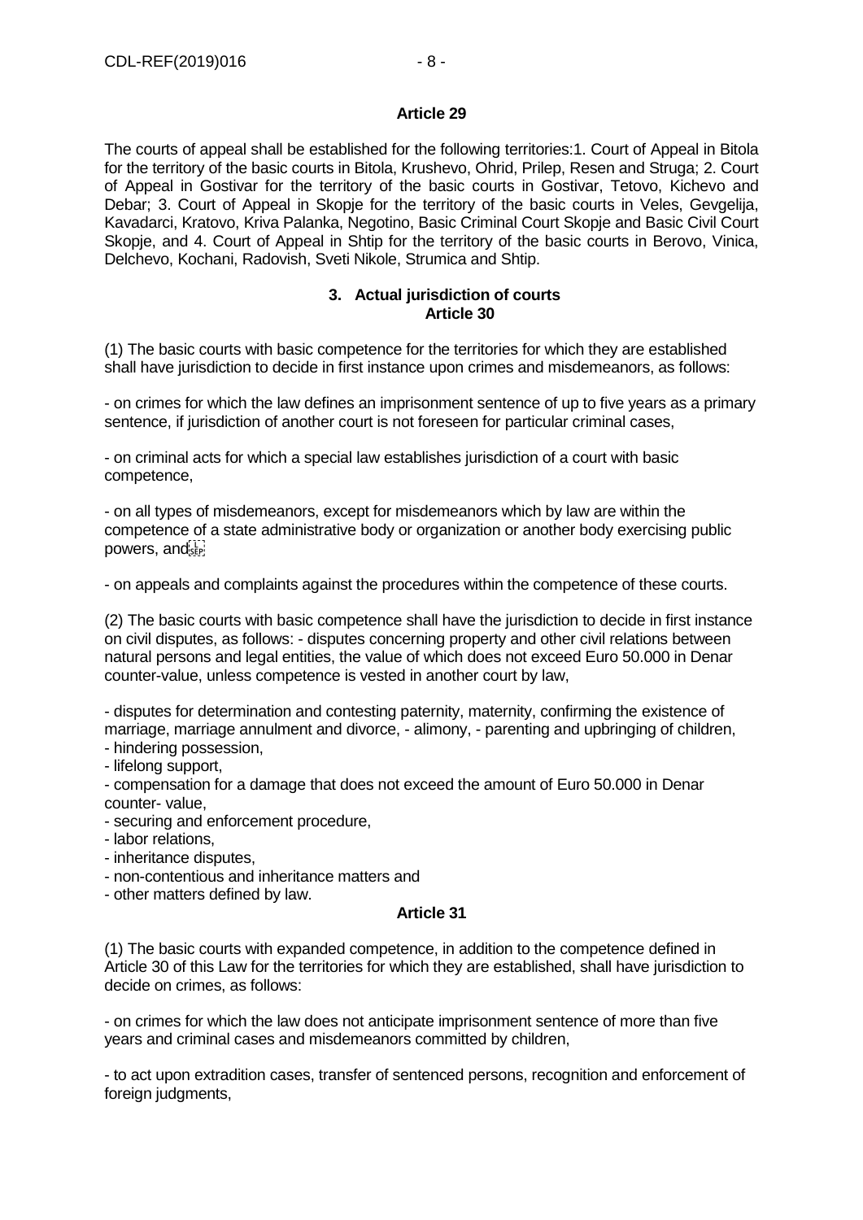**Article 29**

The courts of appeal shall be established for the following territories:1. Court of Appeal in Bitola for the territory of the basic courts in Bitola, Krushevo, Ohrid, Prilep, Resen and Struga; 2. Court of Appeal in Gostivar for the territory of the basic courts in Gostivar, Tetovo, Kichevo and Debar; 3. Court of Appeal in Skopje for the territory of the basic courts in Veles, Gevgelija, Kavadarci, Kratovo, Kriva Palanka, Negotino, Basic Criminal Court Skopje and Basic Civil Court Skopje, and 4. Court of Appeal in Shtip for the territory of the basic courts in Berovo, Vinica, Delchevo, Kochani, Radovish, Sveti Nikole, Strumica and Shtip.

**3. Actual jurisdiction of courts**
**Article 30**

(1) The basic courts with basic competence for the territories for which they are established shall have jurisdiction to decide in first instance upon crimes and misdemeanors, as follows:

- on crimes for which the law defines an imprisonment sentence of up to five years as a primary sentence, if jurisdiction of another court is not foreseen for particular criminal cases,

- on criminal acts for which a special law establishes jurisdiction of a court with basic competence,

- on all types of misdemeanors, except for misdemeanors which by law are within the competence of a state administrative body or organization or another body exercising public powers, and

- on appeals and complaints against the procedures within the competence of these courts.

(2) The basic courts with basic competence shall have the jurisdiction to decide in first instance on civil disputes, as follows: - disputes concerning property and other civil relations between natural persons and legal entities, the value of which does not exceed Euro 50.000 in Denar counter-value, unless competence is vested in another court by law,

- disputes for determination and contesting paternity, maternity, confirming the existence of marriage, marriage annulment and divorce, - alimony, - parenting and upbringing of children,
- hindering possession,
- lifelong support,
- compensation for a damage that does not exceed the amount of Euro 50.000 in Denar counter- value,
- securing and enforcement procedure,
- labor relations,
- inheritance disputes,
- non-contentious and inheritance matters and
- other matters defined by law.

**Article 31**

(1) The basic courts with expanded competence, in addition to the competence defined in Article 30 of this Law for the territories for which they are established, shall have jurisdiction to decide on crimes, as follows:

- on crimes for which the law does not anticipate imprisonment sentence of more than five years and criminal cases and misdemeanors committed by children,

- to act upon extradition cases, transfer of sentenced persons, recognition and enforcement of foreign judgments,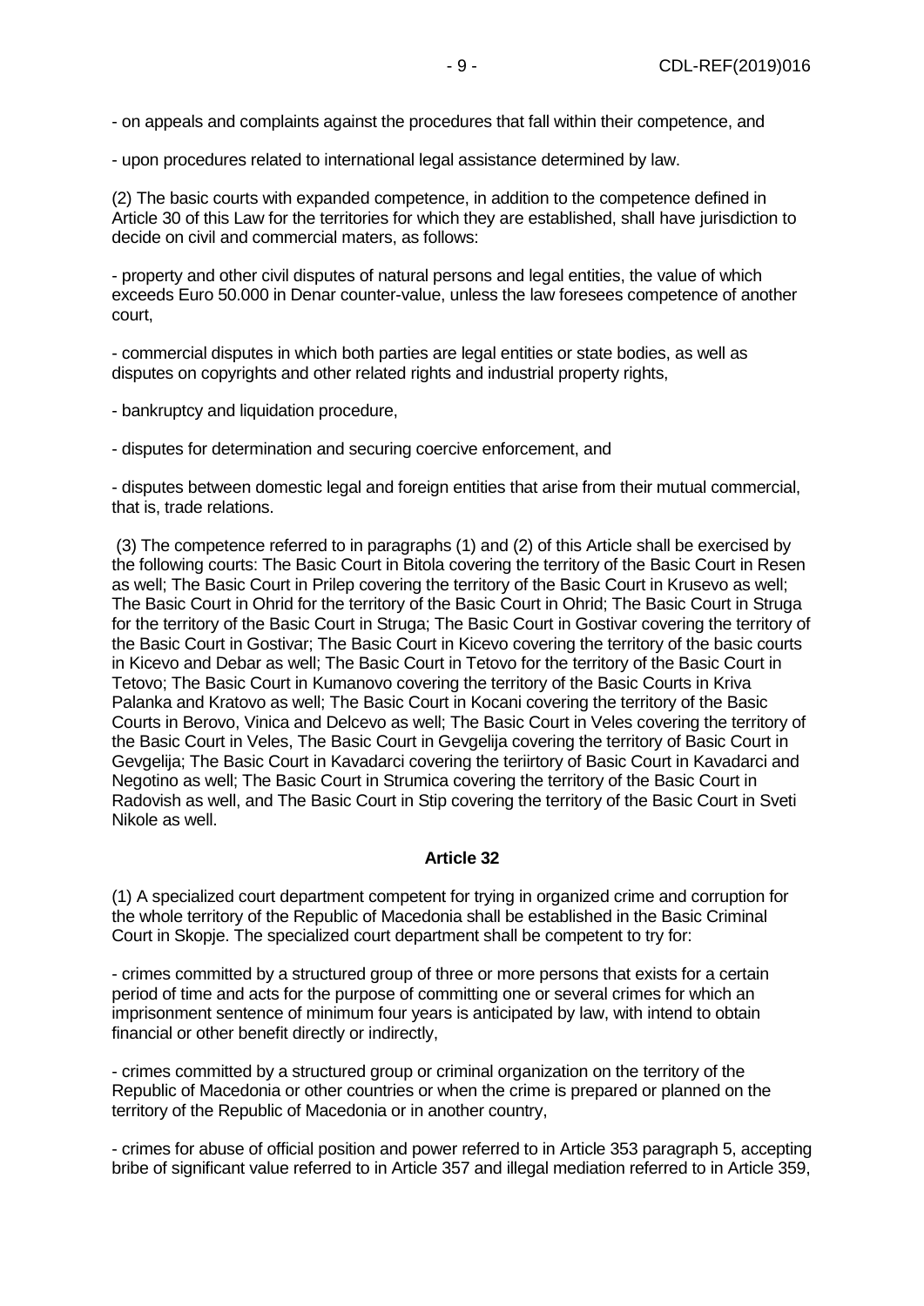- on appeals and complaints against the procedures that fall within their competence, and

- upon procedures related to international legal assistance determined by law.

(2) The basic courts with expanded competence, in addition to the competence defined in Article 30 of this Law for the territories for which they are established, shall have jurisdiction to decide on civil and commercial maters, as follows:

- property and other civil disputes of natural persons and legal entities, the value of which exceeds Euro 50.000 in Denar counter-value, unless the law foresees competence of another court,

- commercial disputes in which both parties are legal entities or state bodies, as well as disputes on copyrights and other related rights and industrial property rights,

- bankruptcy and liquidation procedure,

- disputes for determination and securing coercive enforcement, and

- disputes between domestic legal and foreign entities that arise from their mutual commercial, that is, trade relations.

(3) The competence referred to in paragraphs (1) and (2) of this Article shall be exercised by the following courts: The Basic Court in Bitola covering the territory of the Basic Court in Resen as well; The Basic Court in Prilep covering the territory of the Basic Court in Krusevo as well; The Basic Court in Ohrid for the territory of the Basic Court in Ohrid; The Basic Court in Struga for the territory of the Basic Court in Struga; The Basic Court in Gostivar covering the territory of the Basic Court in Gostivar; The Basic Court in Kicevo covering the territory of the basic courts in Kicevo and Debar as well; The Basic Court in Tetovo for the territory of the Basic Court in Tetovo; The Basic Court in Kumanovo covering the territory of the Basic Courts in Kriva Palanka and Kratovo as well; The Basic Court in Kocani covering the territory of the Basic Courts in Berovo, Vinica and Delcevo as well; The Basic Court in Veles covering the territory of the Basic Court in Veles, The Basic Court in Gevgelija covering the territory of Basic Court in Gevgelija; The Basic Court in Kavadarci covering the teriirtory of Basic Court in Kavadarci and Negotino as well; The Basic Court in Strumica covering the territory of the Basic Court in Radovish as well, and The Basic Court in Stip covering the territory of the Basic Court in Sveti Nikole as well.

### Article 32

(1) A specialized court department competent for trying in organized crime and corruption for the whole territory of the Republic of Macedonia shall be established in the Basic Criminal Court in Skopje. The specialized court department shall be competent to try for:

- crimes committed by a structured group of three or more persons that exists for a certain period of time and acts for the purpose of committing one or several crimes for which an imprisonment sentence of minimum four years is anticipated by law, with intend to obtain financial or other benefit directly or indirectly,

- crimes committed by a structured group or criminal organization on the territory of the Republic of Macedonia or other countries or when the crime is prepared or planned on the territory of the Republic of Macedonia or in another country,

- crimes for abuse of official position and power referred to in Article 353 paragraph 5, accepting bribe of significant value referred to in Article 357 and illegal mediation referred to in Article 359,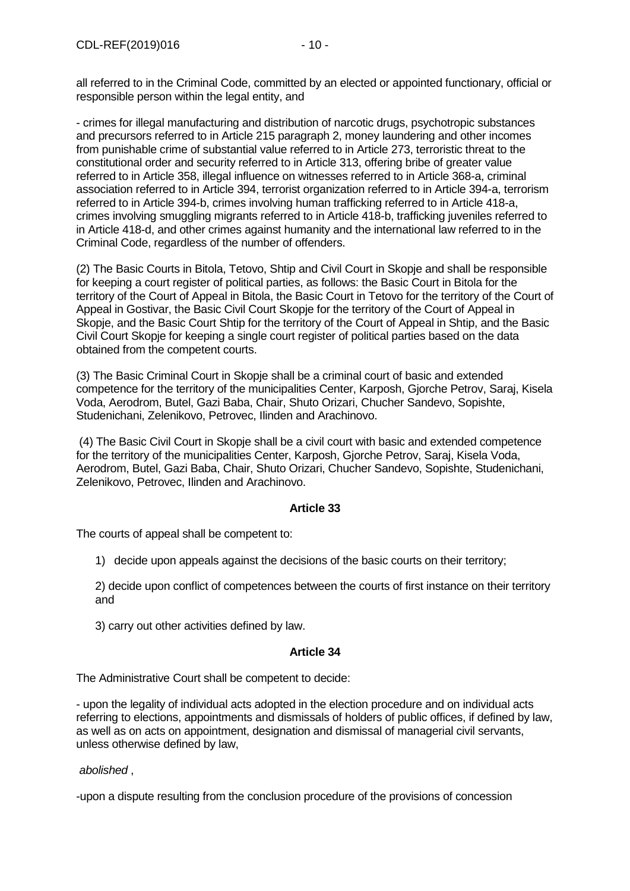all referred to in the Criminal Code, committed by an elected or appointed functionary, official or responsible person within the legal entity, and

- crimes for illegal manufacturing and distribution of narcotic drugs, psychotropic substances and precursors referred to in Article 215 paragraph 2, money laundering and other incomes from punishable crime of substantial value referred to in Article 273, terroristic threat to the constitutional order and security referred to in Article 313, offering bribe of greater value referred to in Article 358, illegal influence on witnesses referred to in Article 368-a, criminal association referred to in Article 394, terrorist organization referred to in Article 394-a, terrorism referred to in Article 394-b, crimes involving human trafficking referred to in Article 418-a, crimes involving smuggling migrants referred to in Article 418-b, trafficking juveniles referred to in Article 418-d, and other crimes against humanity and the international law referred to in the Criminal Code, regardless of the number of offenders.

(2) The Basic Courts in Bitola, Tetovo, Shtip and Civil Court in Skopje and shall be responsible for keeping a court register of political parties, as follows: the Basic Court in Bitola for the territory of the Court of Appeal in Bitola, the Basic Court in Tetovo for the territory of the Court of Appeal in Gostivar, the Basic Civil Court Skopje for the territory of the Court of Appeal in Skopje, and the Basic Court Shtip for the territory of the Court of Appeal in Shtip, and the Basic Civil Court Skopje for keeping a single court register of political parties based on the data obtained from the competent courts.

(3) The Basic Criminal Court in Skopje shall be a criminal court of basic and extended competence for the territory of the municipalities Center, Karposh, Gjorche Petrov, Saraj, Kisela Voda, Aerodrom, Butel, Gazi Baba, Chair, Shuto Orizari, Chucher Sandevo, Sopishte, Studenichani, Zelenikovo, Petrovec, Ilinden and Arachinovo.

(4) The Basic Civil Court in Skopje shall be a civil court with basic and extended competence for the territory of the municipalities Center, Karposh, Gjorche Petrov, Saraj, Kisela Voda, Aerodrom, Butel, Gazi Baba, Chair, Shuto Orizari, Chucher Sandevo, Sopishte, Studenichani, Zelenikovo, Petrovec, Ilinden and Arachinovo.

**Article 33**

The courts of appeal shall be competent to:

1) decide upon appeals against the decisions of the basic courts on their territory;

2) decide upon conflict of competences between the courts of first instance on their territory and

3) carry out other activities defined by law.

**Article 34**

The Administrative Court shall be competent to decide:

- upon the legality of individual acts adopted in the election procedure and on individual acts referring to elections, appointments and dismissals of holders of public offices, if defined by law, as well as on acts on appointment, designation and dismissal of managerial civil servants, unless otherwise defined by law,

*abolished* ,

-upon a dispute resulting from the conclusion procedure of the provisions of concession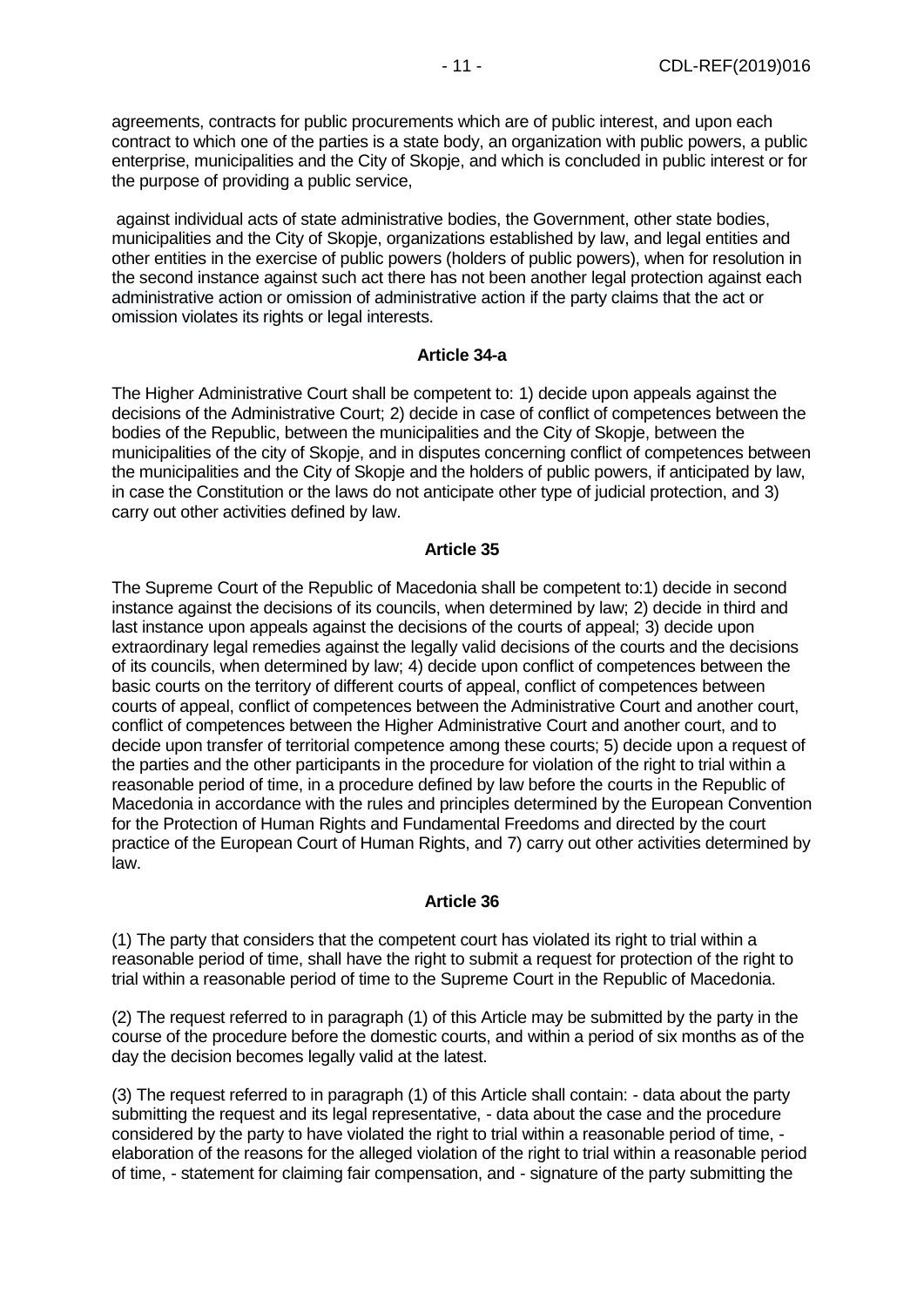agreements, contracts for public procurements which are of public interest, and upon each contract to which one of the parties is a state body, an organization with public powers, a public enterprise, municipalities and the City of Skopje, and which is concluded in public interest or for the purpose of providing a public service,

against individual acts of state administrative bodies, the Government, other state bodies, municipalities and the City of Skopje, organizations established by law, and legal entities and other entities in the exercise of public powers (holders of public powers), when for resolution in the second instance against such act there has not been another legal protection against each administrative action or omission of administrative action if the party claims that the act or omission violates its rights or legal interests.

**Article 34-a**

The Higher Administrative Court shall be competent to: 1) decide upon appeals against the decisions of the Administrative Court; 2) decide in case of conflict of competences between the bodies of the Republic, between the municipalities and the City of Skopje, between the municipalities of the city of Skopje, and in disputes concerning conflict of competences between the municipalities and the City of Skopje and the holders of public powers, if anticipated by law, in case the Constitution or the laws do not anticipate other type of judicial protection, and 3) carry out other activities defined by law.

**Article 35**

The Supreme Court of the Republic of Macedonia shall be competent to:1) decide in second instance against the decisions of its councils, when determined by law; 2) decide in third and last instance upon appeals against the decisions of the courts of appeal; 3) decide upon extraordinary legal remedies against the legally valid decisions of the courts and the decisions of its councils, when determined by law; 4) decide upon conflict of competences between the basic courts on the territory of different courts of appeal, conflict of competences between courts of appeal, conflict of competences between the Administrative Court and another court, conflict of competences between the Higher Administrative Court and another court, and to decide upon transfer of territorial competence among these courts; 5) decide upon a request of the parties and the other participants in the procedure for violation of the right to trial within a reasonable period of time, in a procedure defined by law before the courts in the Republic of Macedonia in accordance with the rules and principles determined by the European Convention for the Protection of Human Rights and Fundamental Freedoms and directed by the court practice of the European Court of Human Rights, and 7) carry out other activities determined by law.

**Article 36**

(1) The party that considers that the competent court has violated its right to trial within a reasonable period of time, shall have the right to submit a request for protection of the right to trial within a reasonable period of time to the Supreme Court in the Republic of Macedonia.

(2) The request referred to in paragraph (1) of this Article may be submitted by the party in the course of the procedure before the domestic courts, and within a period of six months as of the day the decision becomes legally valid at the latest.

(3) The request referred to in paragraph (1) of this Article shall contain: - data about the party submitting the request and its legal representative, - data about the case and the procedure considered by the party to have violated the right to trial within a reasonable period of time, - elaboration of the reasons for the alleged violation of the right to trial within a reasonable period of time, - statement for claiming fair compensation, and - signature of the party submitting the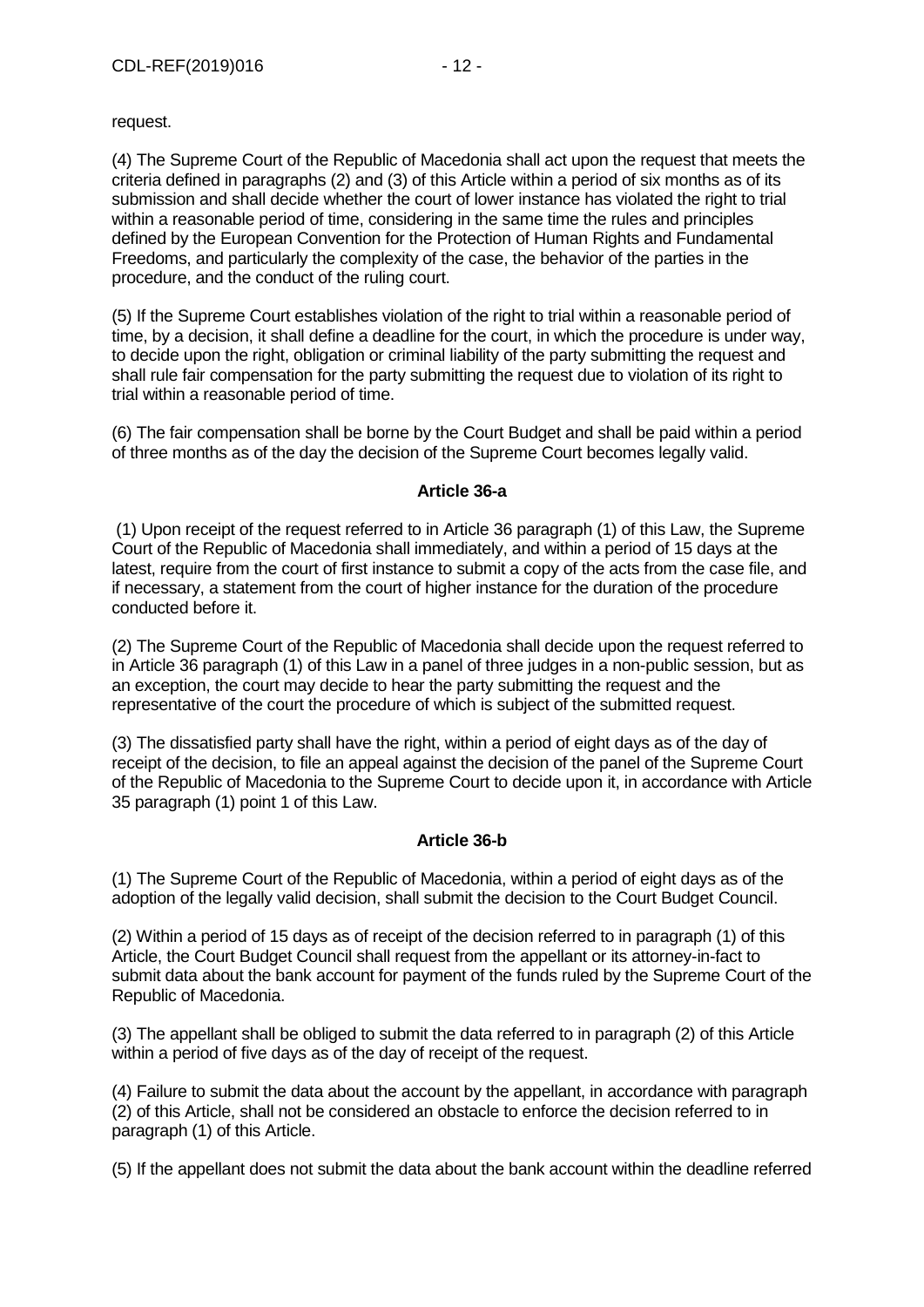request.

(4) The Supreme Court of the Republic of Macedonia shall act upon the request that meets the criteria defined in paragraphs (2) and (3) of this Article within a period of six months as of its submission and shall decide whether the court of lower instance has violated the right to trial within a reasonable period of time, considering in the same time the rules and principles defined by the European Convention for the Protection of Human Rights and Fundamental Freedoms, and particularly the complexity of the case, the behavior of the parties in the procedure, and the conduct of the ruling court.

(5) If the Supreme Court establishes violation of the right to trial within a reasonable period of time, by a decision, it shall define a deadline for the court, in which the procedure is under way, to decide upon the right, obligation or criminal liability of the party submitting the request and shall rule fair compensation for the party submitting the request due to violation of its right to trial within a reasonable period of time.

(6) The fair compensation shall be borne by the Court Budget and shall be paid within a period of three months as of the day the decision of the Supreme Court becomes legally valid.

**Article 36-a**

(1) Upon receipt of the request referred to in Article 36 paragraph (1) of this Law, the Supreme Court of the Republic of Macedonia shall immediately, and within a period of 15 days at the latest, require from the court of first instance to submit a copy of the acts from the case file, and if necessary, a statement from the court of higher instance for the duration of the procedure conducted before it.

(2) The Supreme Court of the Republic of Macedonia shall decide upon the request referred to in Article 36 paragraph (1) of this Law in a panel of three judges in a non-public session, but as an exception, the court may decide to hear the party submitting the request and the representative of the court the procedure of which is subject of the submitted request.

(3) The dissatisfied party shall have the right, within a period of eight days as of the day of receipt of the decision, to file an appeal against the decision of the panel of the Supreme Court of the Republic of Macedonia to the Supreme Court to decide upon it, in accordance with Article 35 paragraph (1) point 1 of this Law.

**Article 36-b**

(1) The Supreme Court of the Republic of Macedonia, within a period of eight days as of the adoption of the legally valid decision, shall submit the decision to the Court Budget Council.

(2) Within a period of 15 days as of receipt of the decision referred to in paragraph (1) of this Article, the Court Budget Council shall request from the appellant or its attorney-in-fact to submit data about the bank account for payment of the funds ruled by the Supreme Court of the Republic of Macedonia.

(3) The appellant shall be obliged to submit the data referred to in paragraph (2) of this Article within a period of five days as of the day of receipt of the request.

(4) Failure to submit the data about the account by the appellant, in accordance with paragraph (2) of this Article, shall not be considered an obstacle to enforce the decision referred to in paragraph (1) of this Article.

(5) If the appellant does not submit the data about the bank account within the deadline referred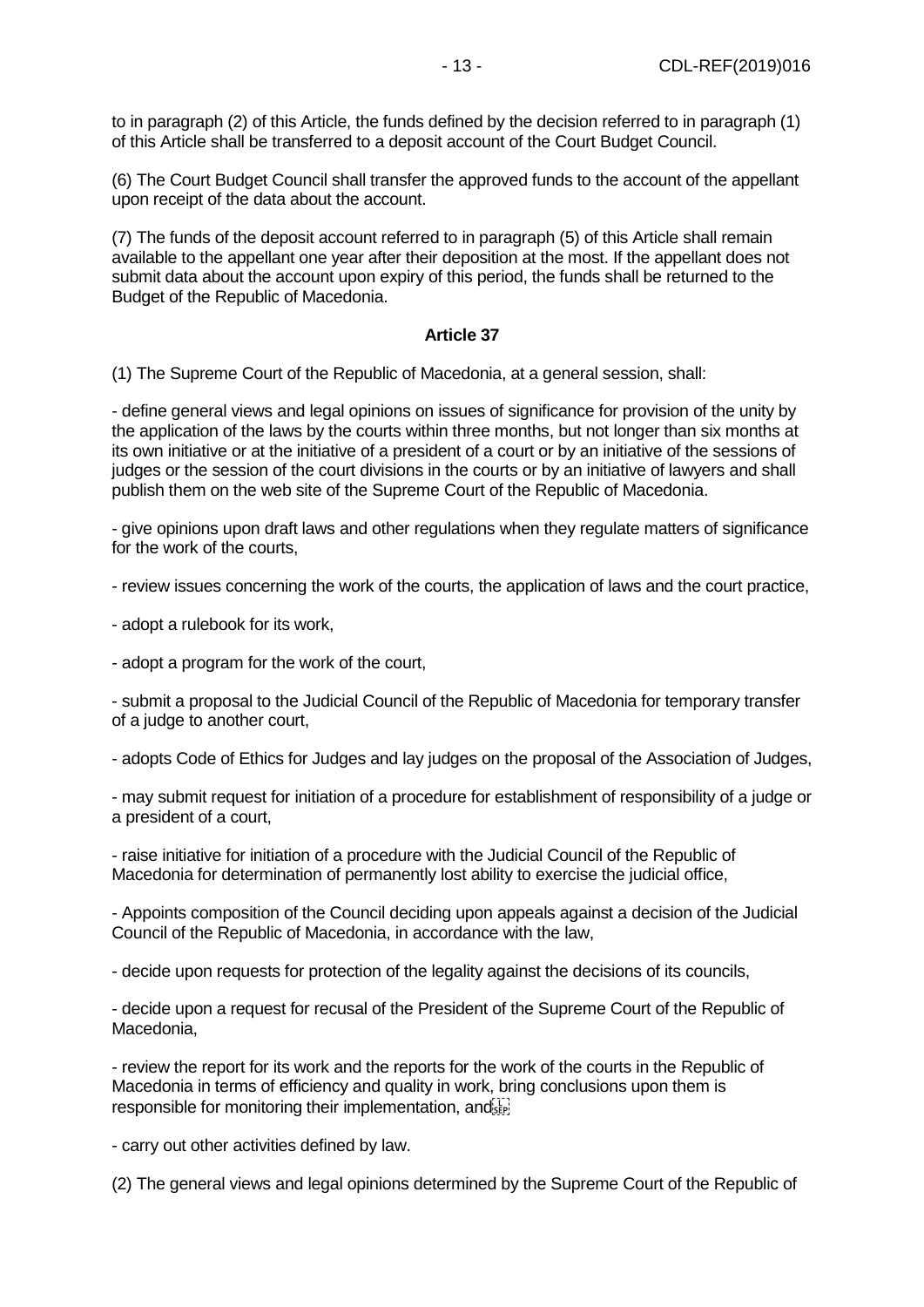to in paragraph (2) of this Article, the funds defined by the decision referred to in paragraph (1) of this Article shall be transferred to a deposit account of the Court Budget Council.

(6) The Court Budget Council shall transfer the approved funds to the account of the appellant upon receipt of the data about the account.

(7) The funds of the deposit account referred to in paragraph (5) of this Article shall remain available to the appellant one year after their deposition at the most. If the appellant does not submit data about the account upon expiry of this period, the funds shall be returned to the Budget of the Republic of Macedonia.

**Article 37**

(1) The Supreme Court of the Republic of Macedonia, at a general session, shall:

- define general views and legal opinions on issues of significance for provision of the unity by the application of the laws by the courts within three months, but not longer than six months at its own initiative or at the initiative of a president of a court or by an initiative of the sessions of judges or the session of the court divisions in the courts or by an initiative of lawyers and shall publish them on the web site of the Supreme Court of the Republic of Macedonia.

- give opinions upon draft laws and other regulations when they regulate matters of significance for the work of the courts,

- review issues concerning the work of the courts, the application of laws and the court practice,

- adopt a rulebook for its work,

- adopt a program for the work of the court,

- submit a proposal to the Judicial Council of the Republic of Macedonia for temporary transfer of a judge to another court,

- adopts Code of Ethics for Judges and lay judges on the proposal of the Association of Judges,

- may submit request for initiation of a procedure for establishment of responsibility of a judge or a president of a court,

- raise initiative for initiation of a procedure with the Judicial Council of the Republic of Macedonia for determination of permanently lost ability to exercise the judicial office,

- Appoints composition of the Council deciding upon appeals against a decision of the Judicial Council of the Republic of Macedonia, in accordance with the law,

- decide upon requests for protection of the legality against the decisions of its councils,

- decide upon a request for recusal of the President of the Supreme Court of the Republic of Macedonia,

- review the report for its work and the reports for the work of the courts in the Republic of Macedonia in terms of efficiency and quality in work, bring conclusions upon them is responsible for monitoring their implementation, and

- carry out other activities defined by law.

(2) The general views and legal opinions determined by the Supreme Court of the Republic of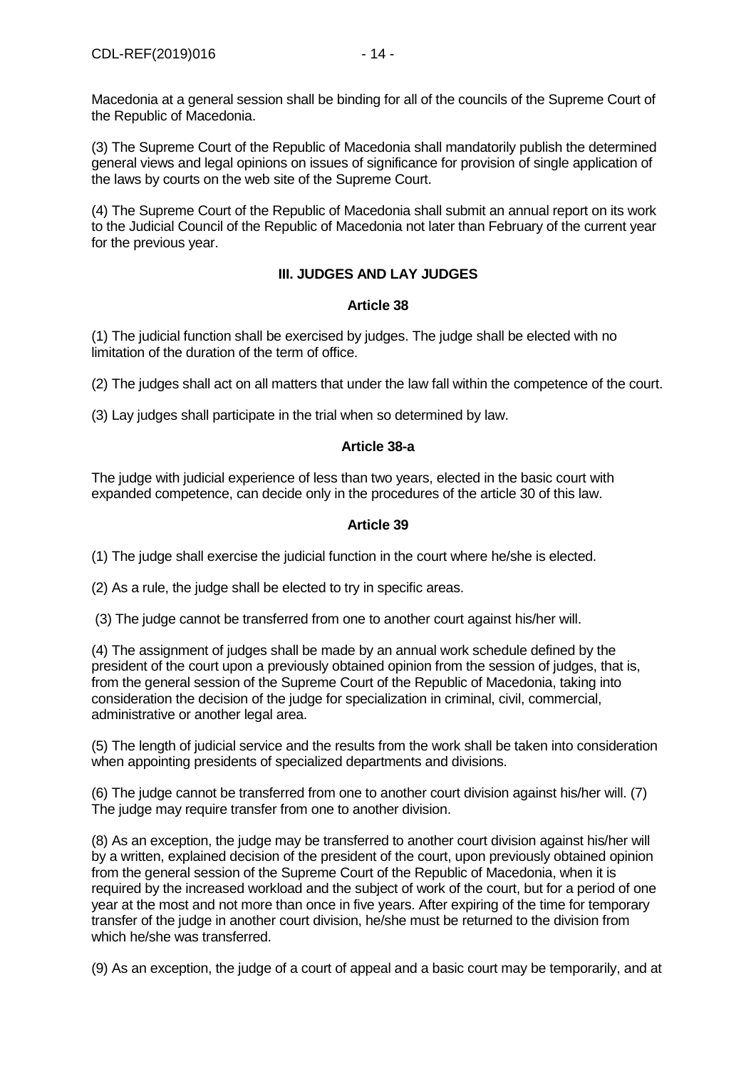Macedonia at a general session shall be binding for all of the councils of the Supreme Court of the Republic of Macedonia.

(3) The Supreme Court of the Republic of Macedonia shall mandatorily publish the determined general views and legal opinions on issues of significance for provision of single application of the laws by courts on the web site of the Supreme Court.

(4) The Supreme Court of the Republic of Macedonia shall submit an annual report on its work to the Judicial Council of the Republic of Macedonia not later than February of the current year for the previous year.

## III. JUDGES AND LAY JUDGES

### Article 38

(1) The judicial function shall be exercised by judges. The judge shall be elected with no limitation of the duration of the term of office.

(2) The judges shall act on all matters that under the law fall within the competence of the court.

(3) Lay judges shall participate in the trial when so determined by law.

### Article 38-a

The judge with judicial experience of less than two years, elected in the basic court with expanded competence, can decide only in the procedures of the article 30 of this law.

### Article 39

(1) The judge shall exercise the judicial function in the court where he/she is elected.

(2) As a rule, the judge shall be elected to try in specific areas.

(3) The judge cannot be transferred from one to another court against his/her will.

(4) The assignment of judges shall be made by an annual work schedule defined by the president of the court upon a previously obtained opinion from the session of judges, that is, from the general session of the Supreme Court of the Republic of Macedonia, taking into consideration the decision of the judge for specialization in criminal, civil, commercial, administrative or another legal area.

(5) The length of judicial service and the results from the work shall be taken into consideration when appointing presidents of specialized departments and divisions.

(6) The judge cannot be transferred from one to another court division against his/her will. (7) The judge may require transfer from one to another division.

(8) As an exception, the judge may be transferred to another court division against his/her will by a written, explained decision of the president of the court, upon previously obtained opinion from the general session of the Supreme Court of the Republic of Macedonia, when it is required by the increased workload and the subject of work of the court, but for a period of one year at the most and not more than once in five years. After expiring of the time for temporary transfer of the judge in another court division, he/she must be returned to the division from which he/she was transferred.

(9) As an exception, the judge of a court of appeal and a basic court may be temporarily, and at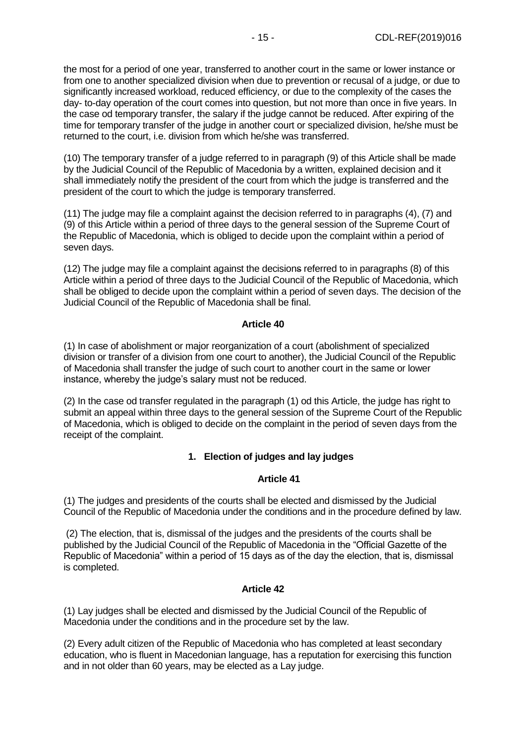the most for a period of one year, transferred to another court in the same or lower instance or from one to another specialized division when due to prevention or recusal of a judge, or due to significantly increased workload, reduced efficiency, or due to the complexity of the cases the day- to-day operation of the court comes into question, but not more than once in five years. In the case od temporary transfer, the salary if the judge cannot be reduced. After expiring of the time for temporary transfer of the judge in another court or specialized division, he/she must be returned to the court, i.e. division from which he/she was transferred.

(10) The temporary transfer of a judge referred to in paragraph (9) of this Article shall be made by the Judicial Council of the Republic of Macedonia by a written, explained decision and it shall immediately notify the president of the court from which the judge is transferred and the president of the court to which the judge is temporary transferred.

(11) The judge may file a complaint against the decision referred to in paragraphs (4), (7) and (9) of this Article within a period of three days to the general session of the Supreme Court of the Republic of Macedonia, which is obliged to decide upon the complaint within a period of seven days.

(12) The judge may file a complaint against the decisions referred to in paragraphs (8) of this Article within a period of three days to the Judicial Council of the Republic of Macedonia, which shall be obliged to decide upon the complaint within a period of seven days. The decision of the Judicial Council of the Republic of Macedonia shall be final.

**Article 40**

(1) In case of abolishment or major reorganization of a court (abolishment of specialized division or transfer of a division from one court to another), the Judicial Council of the Republic of Macedonia shall transfer the judge of such court to another court in the same or lower instance, whereby the judge's salary must not be reduced.

(2) In the case od transfer regulated in the paragraph (1) od this Article, the judge has right to submit an appeal within three days to the general session of the Supreme Court of the Republic of Macedonia, which is obliged to decide on the complaint in the period of seven days from the receipt of the complaint.

## 1. Election of judges and lay judges

**Article 41**

(1) The judges and presidents of the courts shall be elected and dismissed by the Judicial Council of the Republic of Macedonia under the conditions and in the procedure defined by law.

(2) The election, that is, dismissal of the judges and the presidents of the courts shall be published by the Judicial Council of the Republic of Macedonia in the "Official Gazette of the Republic of Macedonia" within a period of 15 days as of the day the election, that is, dismissal is completed.

**Article 42**

(1) Lay judges shall be elected and dismissed by the Judicial Council of the Republic of Macedonia under the conditions and in the procedure set by the law.

(2) Every adult citizen of the Republic of Macedonia who has completed at least secondary education, who is fluent in Macedonian language, has a reputation for exercising this function and in not older than 60 years, may be elected as a Lay judge.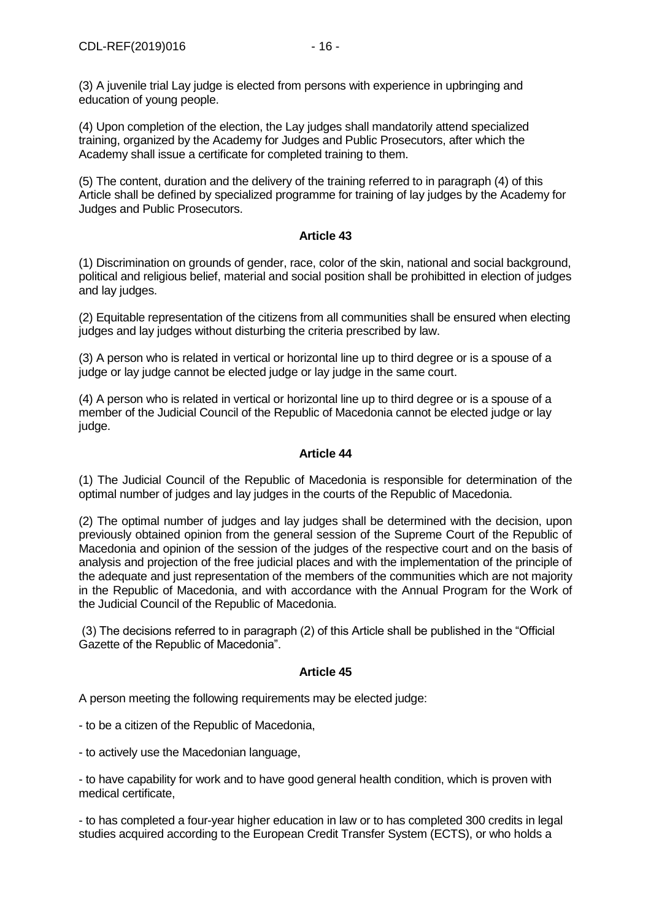(3) A juvenile trial Lay judge is elected from persons with experience in upbringing and education of young people.

(4) Upon completion of the election, the Lay judges shall mandatorily attend specialized training, organized by the Academy for Judges and Public Prosecutors, after which the Academy shall issue a certificate for completed training to them.

(5) The content, duration and the delivery of the training referred to in paragraph (4) of this Article shall be defined by specialized programme for training of lay judges by the Academy for Judges and Public Prosecutors.

**Article 43**

(1) Discrimination on grounds of gender, race, color of the skin, national and social background, political and religious belief, material and social position shall be prohibitted in election of judges and lay judges.

(2) Equitable representation of the citizens from all communities shall be ensured when electing judges and lay judges without disturbing the criteria prescribed by law.

(3) A person who is related in vertical or horizontal line up to third degree or is a spouse of a judge or lay judge cannot be elected judge or lay judge in the same court.

(4) A person who is related in vertical or horizontal line up to third degree or is a spouse of a member of the Judicial Council of the Republic of Macedonia cannot be elected judge or lay judge.

**Article 44**

(1) The Judicial Council of the Republic of Macedonia is responsible for determination of the optimal number of judges and lay judges in the courts of the Republic of Macedonia.

(2) The optimal number of judges and lay judges shall be determined with the decision, upon previously obtained opinion from the general session of the Supreme Court of the Republic of Macedonia and opinion of the session of the judges of the respective court and on the basis of analysis and projection of the free judicial places and with the implementation of the principle of the adequate and just representation of the members of the communities which are not majority in the Republic of Macedonia, and with accordance with the Annual Program for the Work of the Judicial Council of the Republic of Macedonia.

(3) The decisions referred to in paragraph (2) of this Article shall be published in the "Official Gazette of the Republic of Macedonia".

**Article 45**

A person meeting the following requirements may be elected judge:

- to be a citizen of the Republic of Macedonia,

- to actively use the Macedonian language,

- to have capability for work and to have good general health condition, which is proven with medical certificate,

- to has completed a four-year higher education in law or to has completed 300 credits in legal studies acquired according to the European Credit Transfer System (ECTS), or who holds a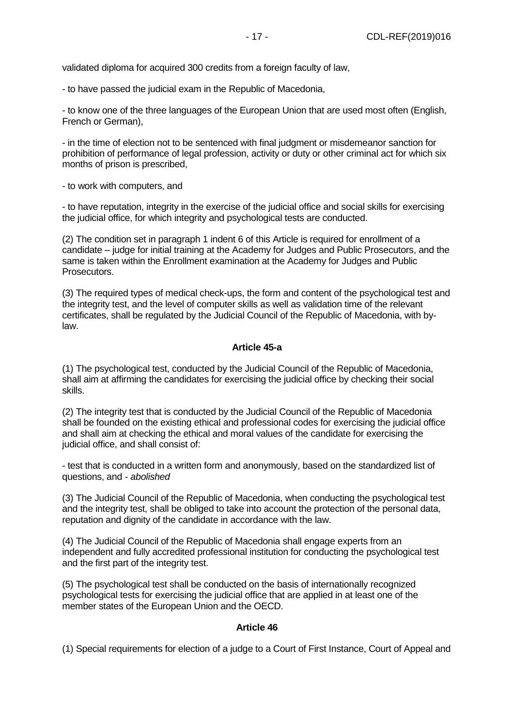validated diploma for acquired 300 credits from a foreign faculty of law,

- to have passed the judicial exam in the Republic of Macedonia,

- to know one of the three languages of the European Union that are used most often (English, French or German),

- in the time of election not to be sentenced with final judgment or misdemeanor sanction for prohibition of performance of legal profession, activity or duty or other criminal act for which six months of prison is prescribed,

- to work with computers, and

- to have reputation, integrity in the exercise of the judicial office and social skills for exercising the judicial office, for which integrity and psychological tests are conducted.

(2) The condition set in paragraph 1 indent 6 of this Article is required for enrollment of a candidate – judge for initial training at the Academy for Judges and Public Prosecutors, and the same is taken within the Enrollment examination at the Academy for Judges and Public Prosecutors.

(3) The required types of medical check-ups, the form and content of the psychological test and the integrity test, and the level of computer skills as well as validation time of the relevant certificates, shall be regulated by the Judicial Council of the Republic of Macedonia, with by-law.

**Article 45-a**

(1) The psychological test, conducted by the Judicial Council of the Republic of Macedonia, shall aim at affirming the candidates for exercising the judicial office by checking their social skills.

(2) The integrity test that is conducted by the Judicial Council of the Republic of Macedonia shall be founded on the existing ethical and professional codes for exercising the judicial office and shall aim at checking the ethical and moral values of the candidate for exercising the judicial office, and shall consist of:

- test that is conducted in a written form and anonymously, based on the standardized list of questions, and - *abolished*

(3) The Judicial Council of the Republic of Macedonia, when conducting the psychological test and the integrity test, shall be obliged to take into account the protection of the personal data, reputation and dignity of the candidate in accordance with the law.

(4) The Judicial Council of the Republic of Macedonia shall engage experts from an independent and fully accredited professional institution for conducting the psychological test and the first part of the integrity test.

(5) The psychological test shall be conducted on the basis of internationally recognized psychological tests for exercising the judicial office that are applied in at least one of the member states of the European Union and the OECD.

**Article 46**

(1) Special requirements for election of a judge to a Court of First Instance, Court of Appeal and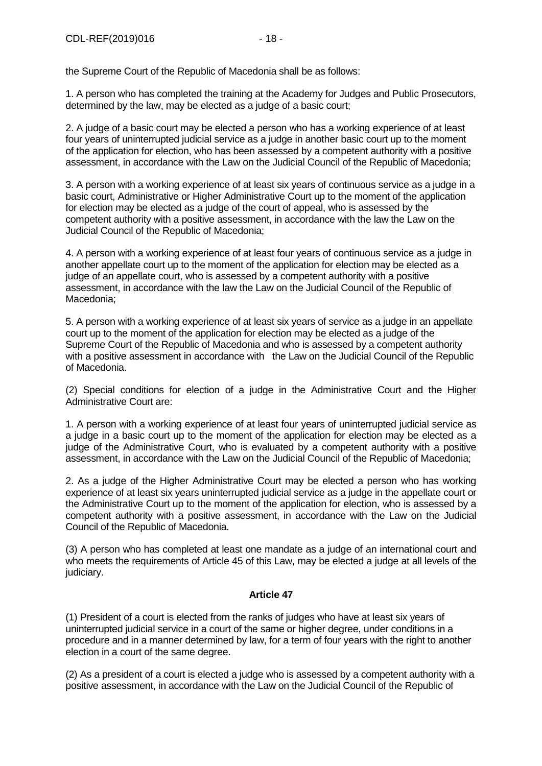the Supreme Court of the Republic of Macedonia shall be as follows:

1. A person who has completed the training at the Academy for Judges and Public Prosecutors, determined by the law, may be elected as a judge of a basic court;

2. A judge of a basic court may be elected a person who has a working experience of at least four years of uninterrupted judicial service as a judge in another basic court up to the moment of the application for election, who has been assessed by a competent authority with a positive assessment, in accordance with the Law on the Judicial Council of the Republic of Macedonia;

3. A person with a working experience of at least six years of continuous service as a judge in a basic court, Administrative or Higher Administrative Court up to the moment of the application for election may be elected as a judge of the court of appeal, who is assessed by the competent authority with a positive assessment, in accordance with the law the Law on the Judicial Council of the Republic of Macedonia;

4. A person with a working experience of at least four years of continuous service as a judge in another appellate court up to the moment of the application for election may be elected as a judge of an appellate court, who is assessed by a competent authority with a positive assessment, in accordance with the law the Law on the Judicial Council of the Republic of Macedonia;

5. A person with a working experience of at least six years of service as a judge in an appellate court up to the moment of the application for election may be elected as a judge of the Supreme Court of the Republic of Macedonia and who is assessed by a competent authority with a positive assessment in accordance with the Law on the Judicial Council of the Republic of Macedonia.

(2) Special conditions for election of a judge in the Administrative Court and the Higher Administrative Court are:

1. A person with a working experience of at least four years of uninterrupted judicial service as a judge in a basic court up to the moment of the application for election may be elected as a judge of the Administrative Court, who is evaluated by a competent authority with a positive assessment, in accordance with the Law on the Judicial Council of the Republic of Macedonia;

2. As a judge of the Higher Administrative Court may be elected a person who has working experience of at least six years uninterrupted judicial service as a judge in the appellate court or the Administrative Court up to the moment of the application for election, who is assessed by a competent authority with a positive assessment, in accordance with the Law on the Judicial Council of the Republic of Macedonia.

(3) A person who has completed at least one mandate as a judge of an international court and who meets the requirements of Article 45 of this Law, may be elected a judge at all levels of the judiciary.

**Article 47**

(1) President of a court is elected from the ranks of judges who have at least six years of uninterrupted judicial service in a court of the same or higher degree, under conditions in a procedure and in a manner determined by law, for a term of four years with the right to another election in a court of the same degree.

(2) As a president of a court is elected a judge who is assessed by a competent authority with a positive assessment, in accordance with the Law on the Judicial Council of the Republic of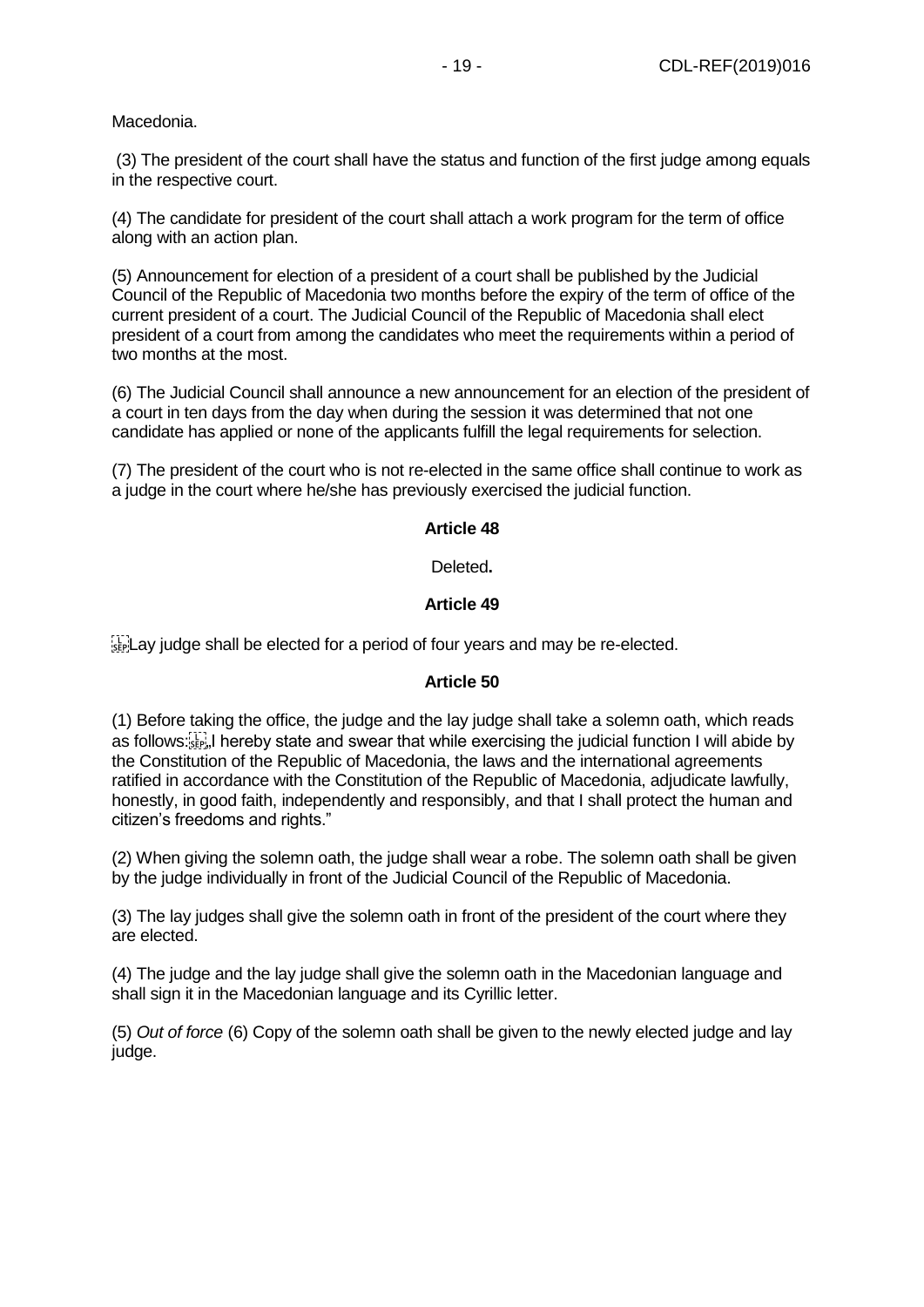Macedonia.

(3) The president of the court shall have the status and function of the first judge among equals in the respective court.

(4) The candidate for president of the court shall attach a work program for the term of office along with an action plan.

(5) Announcement for election of a president of a court shall be published by the Judicial Council of the Republic of Macedonia two months before the expiry of the term of office of the current president of a court. The Judicial Council of the Republic of Macedonia shall elect president of a court from among the candidates who meet the requirements within a period of two months at the most.

(6) The Judicial Council shall announce a new announcement for an election of the president of a court in ten days from the day when during the session it was determined that not one candidate has applied or none of the applicants fulfill the legal requirements for selection.

(7) The president of the court who is not re-elected in the same office shall continue to work as a judge in the court where he/she has previously exercised the judicial function.

**Article 48**

Deleted**.**

**Article 49**

Lay judge shall be elected for a period of four years and may be re-elected.

**Article 50**

(1) Before taking the office, the judge and the lay judge shall take a solemn oath, which reads as follows: „I hereby state and swear that while exercising the judicial function I will abide by the Constitution of the Republic of Macedonia, the laws and the international agreements ratified in accordance with the Constitution of the Republic of Macedonia, adjudicate lawfully, honestly, in good faith, independently and responsibly, and that I shall protect the human and citizen's freedoms and rights."

(2) When giving the solemn oath, the judge shall wear a robe. The solemn oath shall be given by the judge individually in front of the Judicial Council of the Republic of Macedonia.

(3) The lay judges shall give the solemn oath in front of the president of the court where they are elected.

(4) The judge and the lay judge shall give the solemn oath in the Macedonian language and shall sign it in the Macedonian language and its Cyrillic letter.

(5) *Out of force* (6) Copy of the solemn oath shall be given to the newly elected judge and lay judge.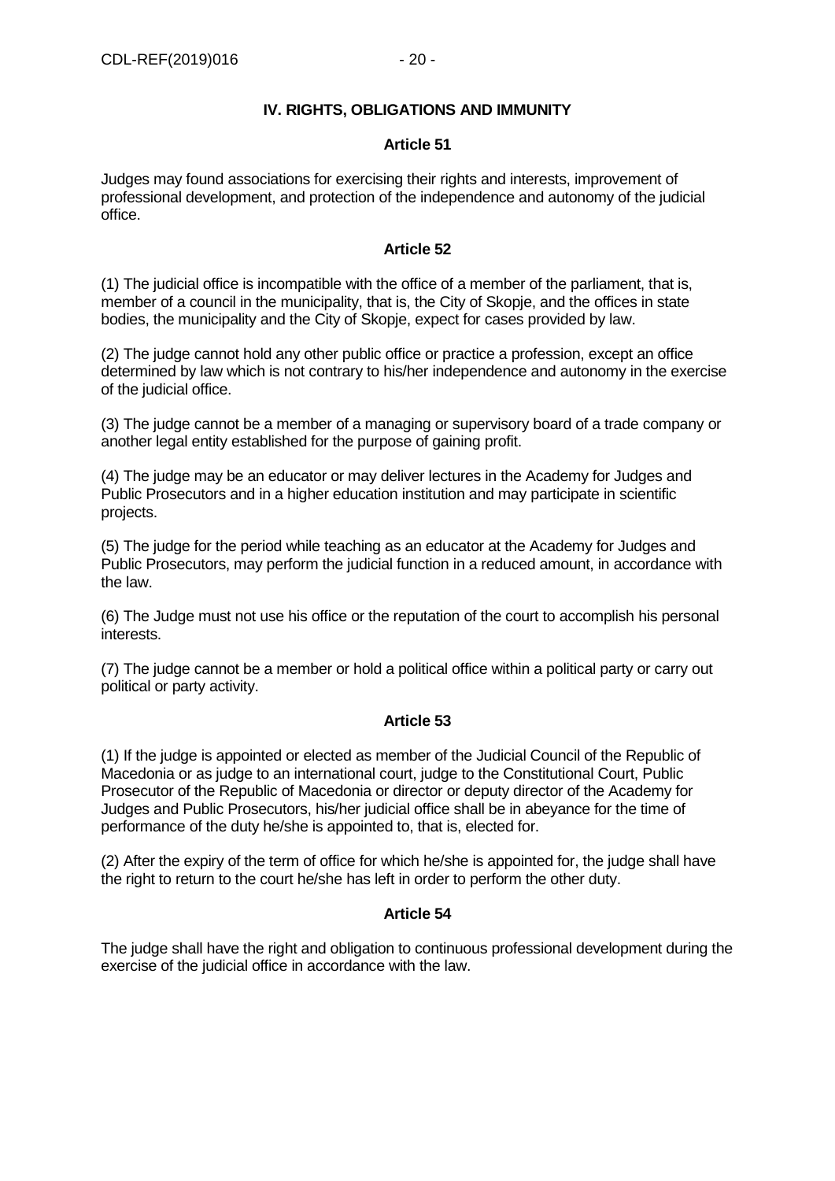## IV. RIGHTS, OBLIGATIONS AND IMMUNITY

### Article 51

Judges may found associations for exercising their rights and interests, improvement of professional development, and protection of the independence and autonomy of the judicial office.

### Article 52

(1) The judicial office is incompatible with the office of a member of the parliament, that is, member of a council in the municipality, that is, the City of Skopje, and the offices in state bodies, the municipality and the City of Skopje, expect for cases provided by law.

(2) The judge cannot hold any other public office or practice a profession, except an office determined by law which is not contrary to his/her independence and autonomy in the exercise of the judicial office.

(3) The judge cannot be a member of a managing or supervisory board of a trade company or another legal entity established for the purpose of gaining profit.

(4) The judge may be an educator or may deliver lectures in the Academy for Judges and Public Prosecutors and in a higher education institution and may participate in scientific projects.

(5) The judge for the period while teaching as an educator at the Academy for Judges and Public Prosecutors, may perform the judicial function in a reduced amount, in accordance with the law.

(6) The Judge must not use his office or the reputation of the court to accomplish his personal interests.

(7) The judge cannot be a member or hold a political office within a political party or carry out political or party activity.

### Article 53

(1) If the judge is appointed or elected as member of the Judicial Council of the Republic of Macedonia or as judge to an international court, judge to the Constitutional Court, Public Prosecutor of the Republic of Macedonia or director or deputy director of the Academy for Judges and Public Prosecutors, his/her judicial office shall be in abeyance for the time of performance of the duty he/she is appointed to, that is, elected for.

(2) After the expiry of the term of office for which he/she is appointed for, the judge shall have the right to return to the court he/she has left in order to perform the other duty.

### Article 54

The judge shall have the right and obligation to continuous professional development during the exercise of the judicial office in accordance with the law.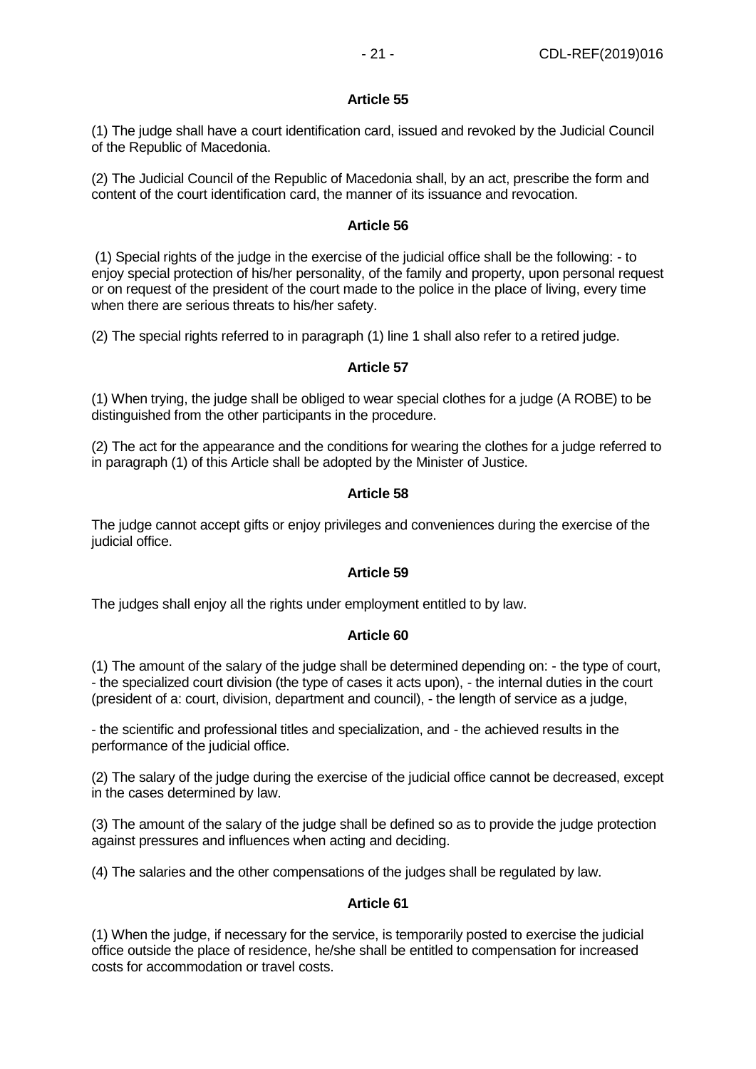#### Article 55

(1) The judge shall have a court identification card, issued and revoked by the Judicial Council of the Republic of Macedonia.

(2) The Judicial Council of the Republic of Macedonia shall, by an act, prescribe the form and content of the court identification card, the manner of its issuance and revocation.

#### Article 56

(1) Special rights of the judge in the exercise of the judicial office shall be the following: - to enjoy special protection of his/her personality, of the family and property, upon personal request or on request of the president of the court made to the police in the place of living, every time when there are serious threats to his/her safety.

(2) The special rights referred to in paragraph (1) line 1 shall also refer to a retired judge.

#### Article 57

(1) When trying, the judge shall be obliged to wear special clothes for a judge (A ROBE) to be distinguished from the other participants in the procedure.

(2) The act for the appearance and the conditions for wearing the clothes for a judge referred to in paragraph (1) of this Article shall be adopted by the Minister of Justice.

#### Article 58

The judge cannot accept gifts or enjoy privileges and conveniences during the exercise of the judicial office.

#### Article 59

The judges shall enjoy all the rights under employment entitled to by law.

#### Article 60

(1) The amount of the salary of the judge shall be determined depending on: - the type of court, - the specialized court division (the type of cases it acts upon), - the internal duties in the court (president of a: court, division, department and council), - the length of service as a judge,

- the scientific and professional titles and specialization, and - the achieved results in the performance of the judicial office.

(2) The salary of the judge during the exercise of the judicial office cannot be decreased, except in the cases determined by law.

(3) The amount of the salary of the judge shall be defined so as to provide the judge protection against pressures and influences when acting and deciding.

(4) The salaries and the other compensations of the judges shall be regulated by law.

#### Article 61

(1) When the judge, if necessary for the service, is temporarily posted to exercise the judicial office outside the place of residence, he/she shall be entitled to compensation for increased costs for accommodation or travel costs.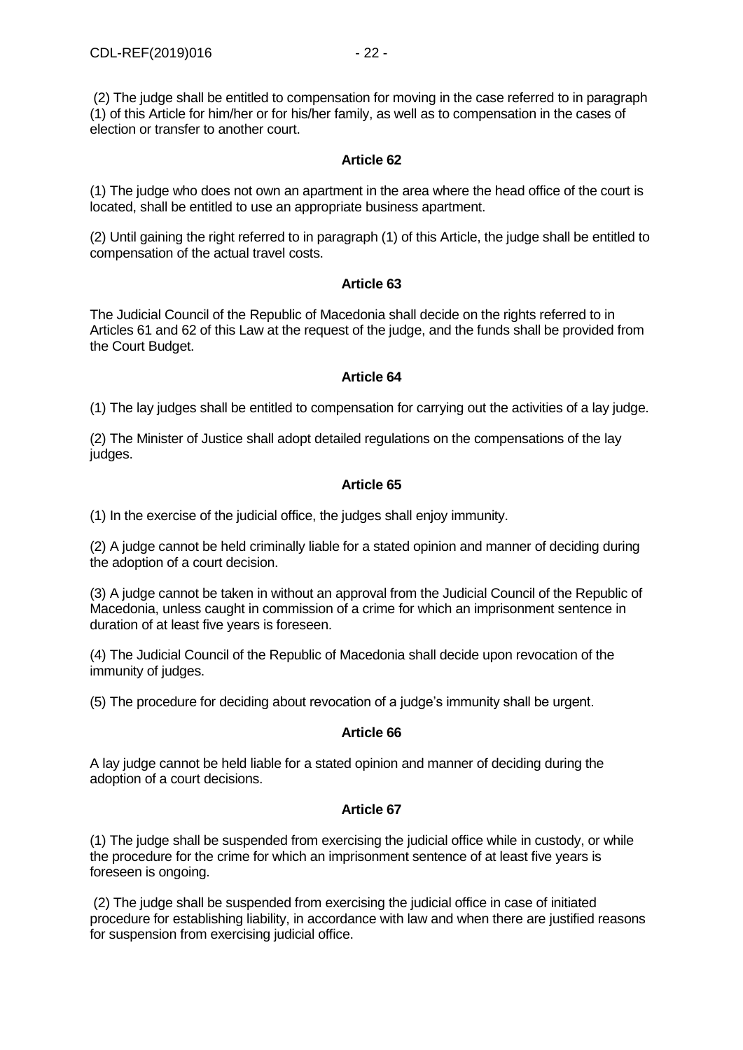(2) The judge shall be entitled to compensation for moving in the case referred to in paragraph (1) of this Article for him/her or for his/her family, as well as to compensation in the cases of election or transfer to another court.

**Article 62**

(1) The judge who does not own an apartment in the area where the head office of the court is located, shall be entitled to use an appropriate business apartment.

(2) Until gaining the right referred to in paragraph (1) of this Article, the judge shall be entitled to compensation of the actual travel costs.

**Article 63**

The Judicial Council of the Republic of Macedonia shall decide on the rights referred to in Articles 61 and 62 of this Law at the request of the judge, and the funds shall be provided from the Court Budget.

**Article 64**

(1) The lay judges shall be entitled to compensation for carrying out the activities of a lay judge.

(2) The Minister of Justice shall adopt detailed regulations on the compensations of the lay judges.

**Article 65**

(1) In the exercise of the judicial office, the judges shall enjoy immunity.

(2) A judge cannot be held criminally liable for a stated opinion and manner of deciding during the adoption of a court decision.

(3) A judge cannot be taken in without an approval from the Judicial Council of the Republic of Macedonia, unless caught in commission of a crime for which an imprisonment sentence in duration of at least five years is foreseen.

(4) The Judicial Council of the Republic of Macedonia shall decide upon revocation of the immunity of judges.

(5) The procedure for deciding about revocation of a judge's immunity shall be urgent.

**Article 66**

A lay judge cannot be held liable for a stated opinion and manner of deciding during the adoption of a court decisions.

**Article 67**

(1) The judge shall be suspended from exercising the judicial office while in custody, or while the procedure for the crime for which an imprisonment sentence of at least five years is foreseen is ongoing.

(2) The judge shall be suspended from exercising the judicial office in case of initiated procedure for establishing liability, in accordance with law and when there are justified reasons for suspension from exercising judicial office.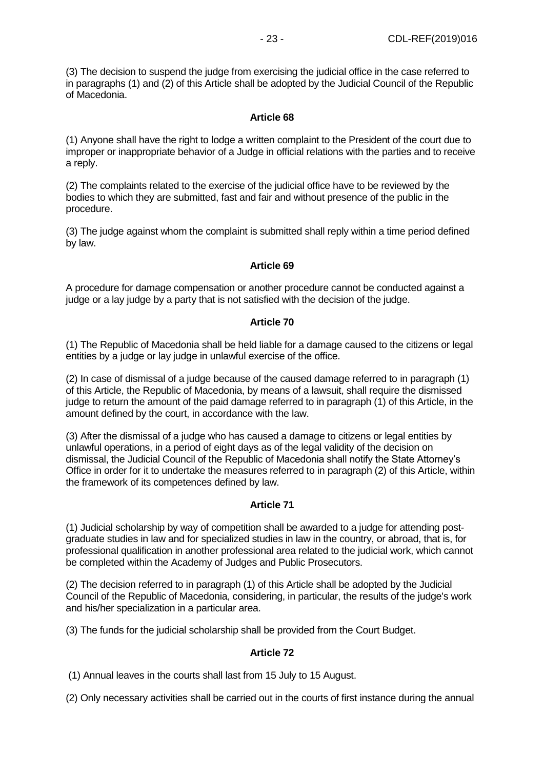(3) The decision to suspend the judge from exercising the judicial office in the case referred to in paragraphs (1) and (2) of this Article shall be adopted by the Judicial Council of the Republic of Macedonia.

**Article 68**

(1) Anyone shall have the right to lodge a written complaint to the President of the court due to improper or inappropriate behavior of a Judge in official relations with the parties and to receive a reply.

(2) The complaints related to the exercise of the judicial office have to be reviewed by the bodies to which they are submitted, fast and fair and without presence of the public in the procedure.

(3) The judge against whom the complaint is submitted shall reply within a time period defined by law.

**Article 69**

A procedure for damage compensation or another procedure cannot be conducted against a judge or a lay judge by a party that is not satisfied with the decision of the judge.

**Article 70**

(1) The Republic of Macedonia shall be held liable for a damage caused to the citizens or legal entities by a judge or lay judge in unlawful exercise of the office.

(2) In case of dismissal of a judge because of the caused damage referred to in paragraph (1) of this Article, the Republic of Macedonia, by means of a lawsuit, shall require the dismissed judge to return the amount of the paid damage referred to in paragraph (1) of this Article, in the amount defined by the court, in accordance with the law.

(3) After the dismissal of a judge who has caused a damage to citizens or legal entities by unlawful operations, in a period of eight days as of the legal validity of the decision on dismissal, the Judicial Council of the Republic of Macedonia shall notify the State Attorney's Office in order for it to undertake the measures referred to in paragraph (2) of this Article, within the framework of its competences defined by law.

**Article 71**

(1) Judicial scholarship by way of competition shall be awarded to a judge for attending post-graduate studies in law and for specialized studies in law in the country, or abroad, that is, for professional qualification in another professional area related to the judicial work, which cannot be completed within the Academy of Judges and Public Prosecutors.

(2) The decision referred to in paragraph (1) of this Article shall be adopted by the Judicial Council of the Republic of Macedonia, considering, in particular, the results of the judge's work and his/her specialization in a particular area.

(3) The funds for the judicial scholarship shall be provided from the Court Budget.

**Article 72**

(1) Annual leaves in the courts shall last from 15 July to 15 August.

(2) Only necessary activities shall be carried out in the courts of first instance during the annual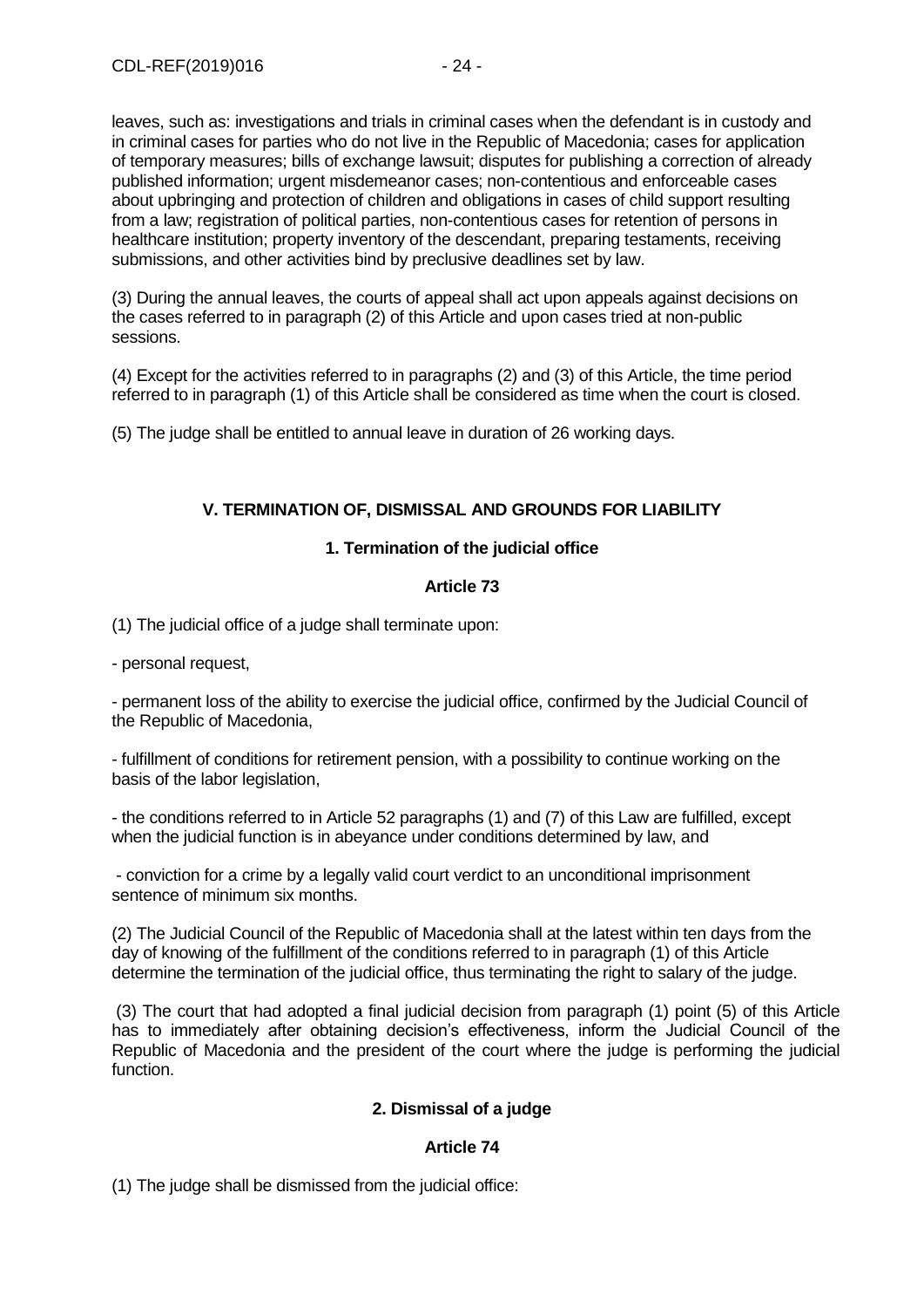leaves, such as: investigations and trials in criminal cases when the defendant is in custody and in criminal cases for parties who do not live in the Republic of Macedonia; cases for application of temporary measures; bills of exchange lawsuit; disputes for publishing a correction of already published information; urgent misdemeanor cases; non-contentious and enforceable cases about upbringing and protection of children and obligations in cases of child support resulting from a law; registration of political parties, non-contentious cases for retention of persons in healthcare institution; property inventory of the descendant, preparing testaments, receiving submissions, and other activities bind by preclusive deadlines set by law.

(3) During the annual leaves, the courts of appeal shall act upon appeals against decisions on the cases referred to in paragraph (2) of this Article and upon cases tried at non-public sessions.

(4) Except for the activities referred to in paragraphs (2) and (3) of this Article, the time period referred to in paragraph (1) of this Article shall be considered as time when the court is closed.

(5) The judge shall be entitled to annual leave in duration of 26 working days.

## V. TERMINATION OF, DISMISSAL AND GROUNDS FOR LIABILITY

### 1. Termination of the judicial office

#### Article 73

(1) The judicial office of a judge shall terminate upon:

- personal request,

- permanent loss of the ability to exercise the judicial office, confirmed by the Judicial Council of the Republic of Macedonia,

- fulfillment of conditions for retirement pension, with a possibility to continue working on the basis of the labor legislation,

- the conditions referred to in Article 52 paragraphs (1) and (7) of this Law are fulfilled, except when the judicial function is in abeyance under conditions determined by law, and

- conviction for a crime by a legally valid court verdict to an unconditional imprisonment sentence of minimum six months.

(2) The Judicial Council of the Republic of Macedonia shall at the latest within ten days from the day of knowing of the fulfillment of the conditions referred to in paragraph (1) of this Article determine the termination of the judicial office, thus terminating the right to salary of the judge.

(3) The court that had adopted a final judicial decision from paragraph (1) point (5) of this Article has to immediately after obtaining decision's effectiveness, inform the Judicial Council of the Republic of Macedonia and the president of the court where the judge is performing the judicial function.

### 2. Dismissal of a judge

#### Article 74

(1) The judge shall be dismissed from the judicial office: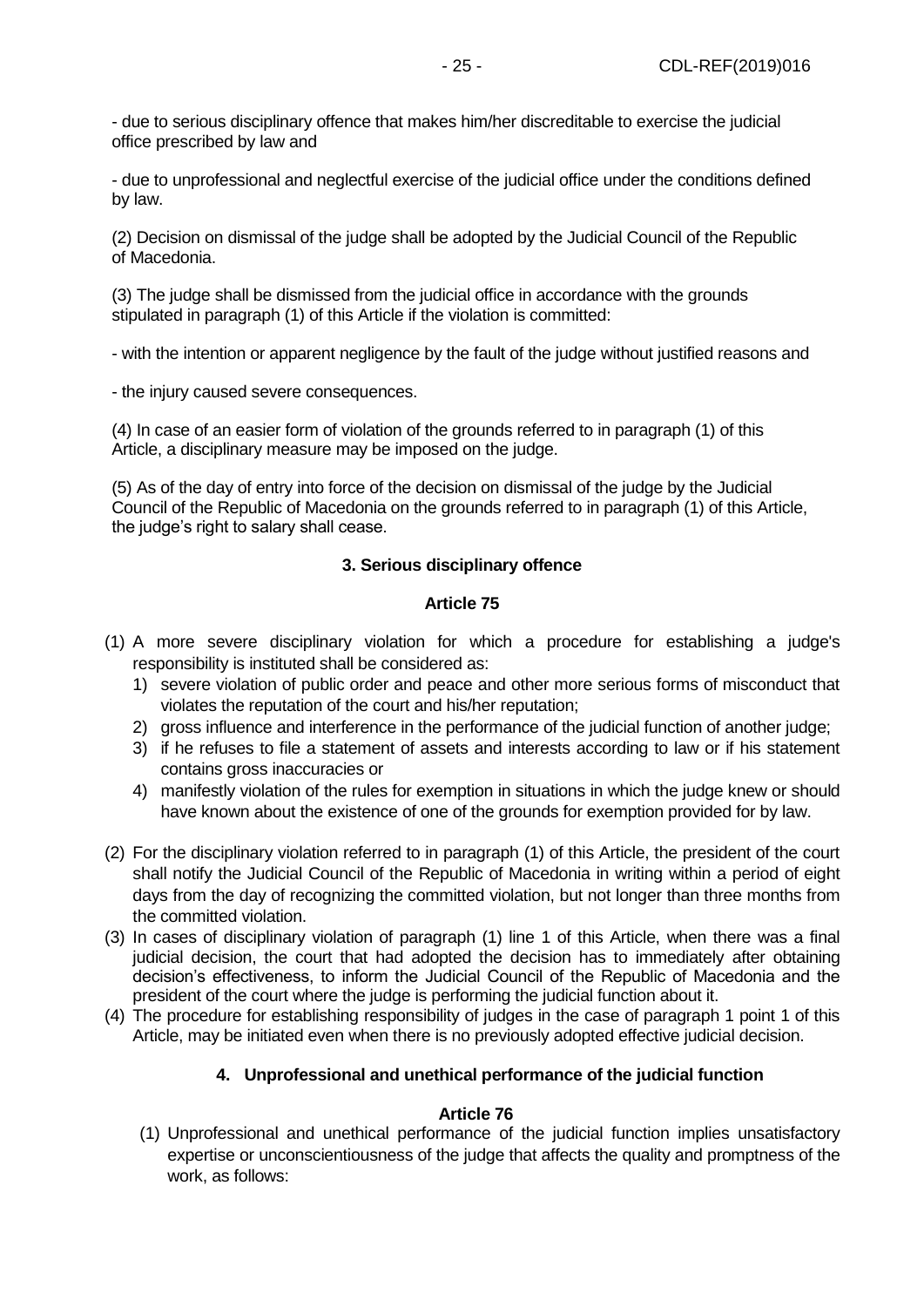- due to serious disciplinary offence that makes him/her discreditable to exercise the judicial office prescribed by law and

- due to unprofessional and neglectful exercise of the judicial office under the conditions defined by law.

(2) Decision on dismissal of the judge shall be adopted by the Judicial Council of the Republic of Macedonia.

(3) The judge shall be dismissed from the judicial office in accordance with the grounds stipulated in paragraph (1) of this Article if the violation is committed:

- with the intention or apparent negligence by the fault of the judge without justified reasons and

- the injury caused severe consequences.

(4) In case of an easier form of violation of the grounds referred to in paragraph (1) of this Article, a disciplinary measure may be imposed on the judge.

(5) As of the day of entry into force of the decision on dismissal of the judge by the Judicial Council of the Republic of Macedonia on the grounds referred to in paragraph (1) of this Article, the judge's right to salary shall cease.

**3. Serious disciplinary offence**

**Article 75**

(1) A more severe disciplinary violation for which a procedure for establishing a judge's responsibility is instituted shall be considered as:
   1) severe violation of public order and peace and other more serious forms of misconduct that violates the reputation of the court and his/her reputation;
   2) gross influence and interference in the performance of the judicial function of another judge;
   3) if he refuses to file a statement of assets and interests according to law or if his statement contains gross inaccuracies or
   4) manifestly violation of the rules for exemption in situations in which the judge knew or should have known about the existence of one of the grounds for exemption provided for by law.

(2) For the disciplinary violation referred to in paragraph (1) of this Article, the president of the court shall notify the Judicial Council of the Republic of Macedonia in writing within a period of eight days from the day of recognizing the committed violation, but not longer than three months from the committed violation.

(3) In cases of disciplinary violation of paragraph (1) line 1 of this Article, when there was a final judicial decision, the court that had adopted the decision has to immediately after obtaining decision's effectiveness, to inform the Judicial Council of the Republic of Macedonia and the president of the court where the judge is performing the judicial function about it.

(4) The procedure for establishing responsibility of judges in the case of paragraph 1 point 1 of this Article, may be initiated even when there is no previously adopted effective judicial decision.

**4. Unprofessional and unethical performance of the judicial function**

**Article 76**

(1) Unprofessional and unethical performance of the judicial function implies unsatisfactory expertise or unconscientiousness of the judge that affects the quality and promptness of the work, as follows: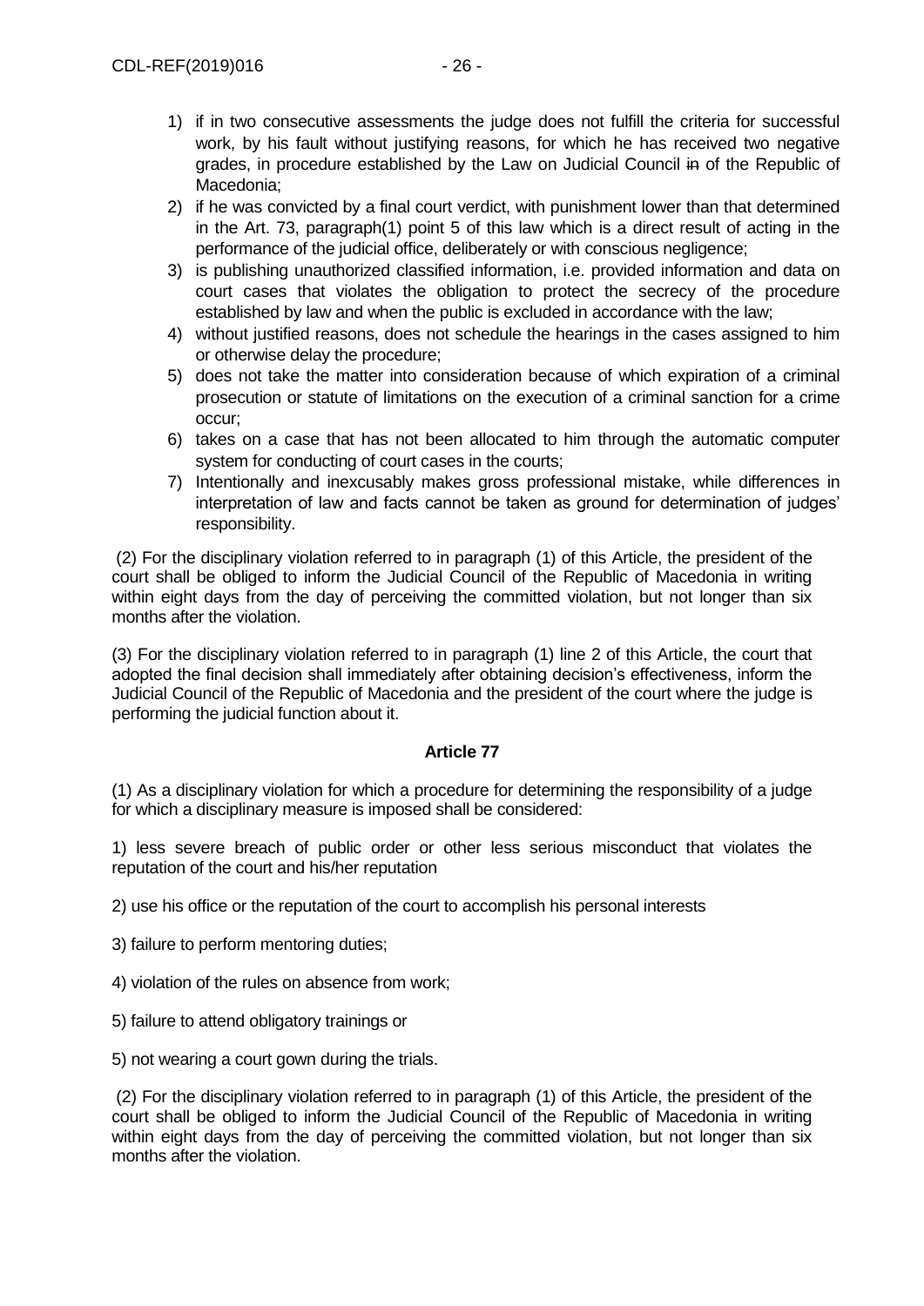1) if in two consecutive assessments the judge does not fulfill the criteria for successful work, by his fault without justifying reasons, for which he has received two negative grades, in procedure established by the Law on Judicial Council ~~in~~ of the Republic of Macedonia;
2) if he was convicted by a final court verdict, with punishment lower than that determined in the Art. 73, paragraph(1) point 5 of this law which is a direct result of acting in the performance of the judicial office, deliberately or with conscious negligence;
3) is publishing unauthorized classified information, i.e. provided information and data on court cases that violates the obligation to protect the secrecy of the procedure established by law and when the public is excluded in accordance with the law;
4) without justified reasons, does not schedule the hearings in the cases assigned to him or otherwise delay the procedure;
5) does not take the matter into consideration because of which expiration of a criminal prosecution or statute of limitations on the execution of a criminal sanction for a crime occur;
6) takes on a case that has not been allocated to him through the automatic computer system for conducting of court cases in the courts;
7) Intentionally and inexcusably makes gross professional mistake, while differences in interpretation of law and facts cannot be taken as ground for determination of judges' responsibility.

(2) For the disciplinary violation referred to in paragraph (1) of this Article, the president of the court shall be obliged to inform the Judicial Council of the Republic of Macedonia in writing within eight days from the day of perceiving the committed violation, but not longer than six months after the violation.

(3) For the disciplinary violation referred to in paragraph (1) line 2 of this Article, the court that adopted the final decision shall immediately after obtaining decision's effectiveness, inform the Judicial Council of the Republic of Macedonia and the president of the court where the judge is performing the judicial function about it.

**Article 77**

(1) As a disciplinary violation for which a procedure for determining the responsibility of a judge for which a disciplinary measure is imposed shall be considered:

1) less severe breach of public order or other less serious misconduct that violates the reputation of the court and his/her reputation

2) use his office or the reputation of the court to accomplish his personal interests

3) failure to perform mentoring duties;

4) violation of the rules on absence from work;

5) failure to attend obligatory trainings or

5) not wearing a court gown during the trials.

(2) For the disciplinary violation referred to in paragraph (1) of this Article, the president of the court shall be obliged to inform the Judicial Council of the Republic of Macedonia in writing within eight days from the day of perceiving the committed violation, but not longer than six months after the violation.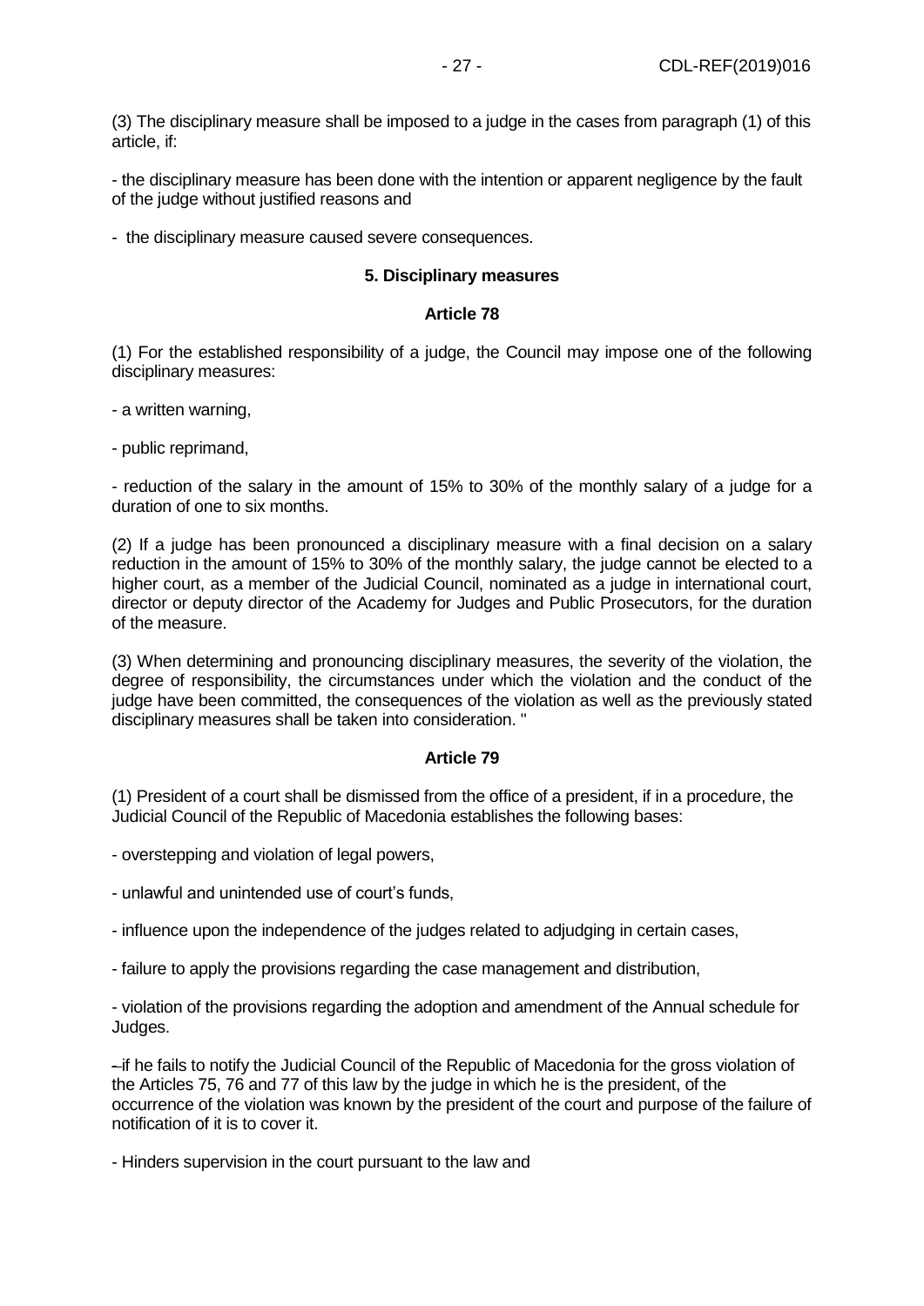(3) The disciplinary measure shall be imposed to a judge in the cases from paragraph (1) of this article, if:

- the disciplinary measure has been done with the intention or apparent negligence by the fault of the judge without justified reasons and

- the disciplinary measure caused severe consequences.

#### 5. Disciplinary measures

#### Article 78

(1) For the established responsibility of a judge, the Council may impose one of the following disciplinary measures:

- a written warning,

- public reprimand,

- reduction of the salary in the amount of 15% to 30% of the monthly salary of a judge for a duration of one to six months.

(2) If a judge has been pronounced a disciplinary measure with a final decision on a salary reduction in the amount of 15% to 30% of the monthly salary, the judge cannot be elected to a higher court, as a member of the Judicial Council, nominated as a judge in international court, director or deputy director of the Academy for Judges and Public Prosecutors, for the duration of the measure.

(3) When determining and pronouncing disciplinary measures, the severity of the violation, the degree of responsibility, the circumstances under which the violation and the conduct of the judge have been committed, the consequences of the violation as well as the previously stated disciplinary measures shall be taken into consideration. "

#### Article 79

(1) President of a court shall be dismissed from the office of a president, if in a procedure, the Judicial Council of the Republic of Macedonia establishes the following bases:

- overstepping and violation of legal powers,

- unlawful and unintended use of court's funds,

- influence upon the independence of the judges related to adjudging in certain cases,

- failure to apply the provisions regarding the case management and distribution,

- violation of the provisions regarding the adoption and amendment of the Annual schedule for Judges.

- if he fails to notify the Judicial Council of the Republic of Macedonia for the gross violation of the Articles 75, 76 and 77 of this law by the judge in which he is the president, of the occurrence of the violation was known by the president of the court and purpose of the failure of notification of it is to cover it.

- Hinders supervision in the court pursuant to the law and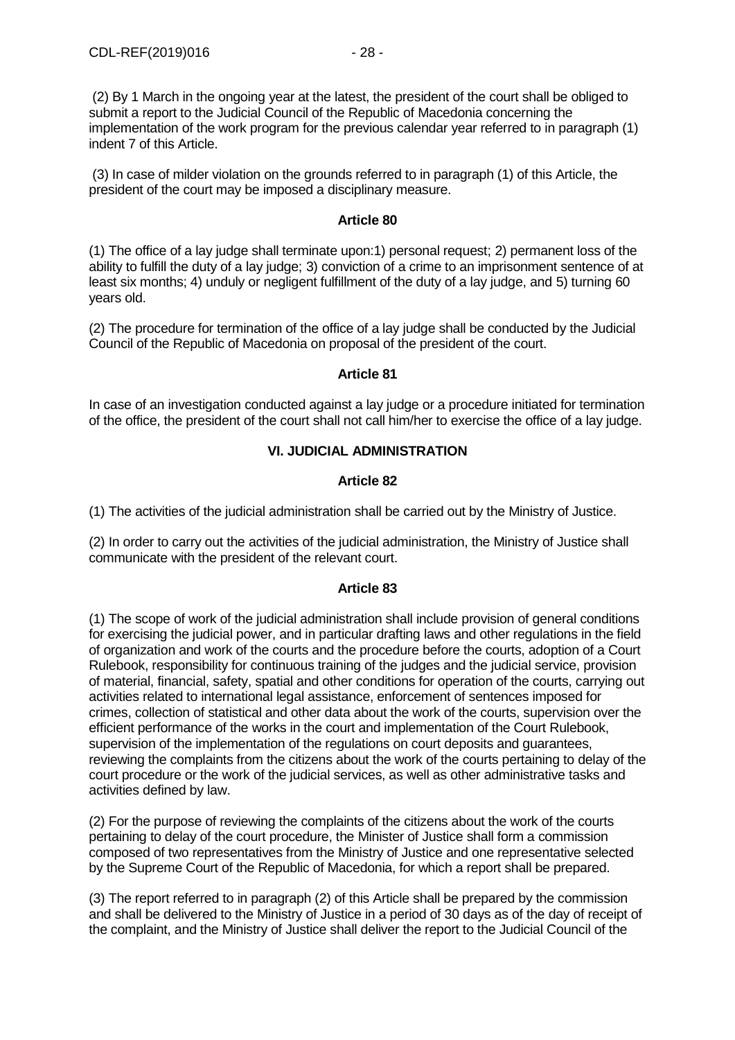(2) By 1 March in the ongoing year at the latest, the president of the court shall be obliged to submit a report to the Judicial Council of the Republic of Macedonia concerning the implementation of the work program for the previous calendar year referred to in paragraph (1) indent 7 of this Article.

(3) In case of milder violation on the grounds referred to in paragraph (1) of this Article, the president of the court may be imposed a disciplinary measure.

**Article 80**

(1) The office of a lay judge shall terminate upon:1) personal request; 2) permanent loss of the ability to fulfill the duty of a lay judge; 3) conviction of a crime to an imprisonment sentence of at least six months; 4) unduly or negligent fulfillment of the duty of a lay judge, and 5) turning 60 years old.

(2) The procedure for termination of the office of a lay judge shall be conducted by the Judicial Council of the Republic of Macedonia on proposal of the president of the court.

**Article 81**

In case of an investigation conducted against a lay judge or a procedure initiated for termination of the office, the president of the court shall not call him/her to exercise the office of a lay judge.

## VI. JUDICIAL ADMINISTRATION

**Article 82**

(1) The activities of the judicial administration shall be carried out by the Ministry of Justice.

(2) In order to carry out the activities of the judicial administration, the Ministry of Justice shall communicate with the president of the relevant court.

**Article 83**

(1) The scope of work of the judicial administration shall include provision of general conditions for exercising the judicial power, and in particular drafting laws and other regulations in the field of organization and work of the courts and the procedure before the courts, adoption of a Court Rulebook, responsibility for continuous training of the judges and the judicial service, provision of material, financial, safety, spatial and other conditions for operation of the courts, carrying out activities related to international legal assistance, enforcement of sentences imposed for crimes, collection of statistical and other data about the work of the courts, supervision over the efficient performance of the works in the court and implementation of the Court Rulebook, supervision of the implementation of the regulations on court deposits and guarantees, reviewing the complaints from the citizens about the work of the courts pertaining to delay of the court procedure or the work of the judicial services, as well as other administrative tasks and activities defined by law.

(2) For the purpose of reviewing the complaints of the citizens about the work of the courts pertaining to delay of the court procedure, the Minister of Justice shall form a commission composed of two representatives from the Ministry of Justice and one representative selected by the Supreme Court of the Republic of Macedonia, for which a report shall be prepared.

(3) The report referred to in paragraph (2) of this Article shall be prepared by the commission and shall be delivered to the Ministry of Justice in a period of 30 days as of the day of receipt of the complaint, and the Ministry of Justice shall deliver the report to the Judicial Council of the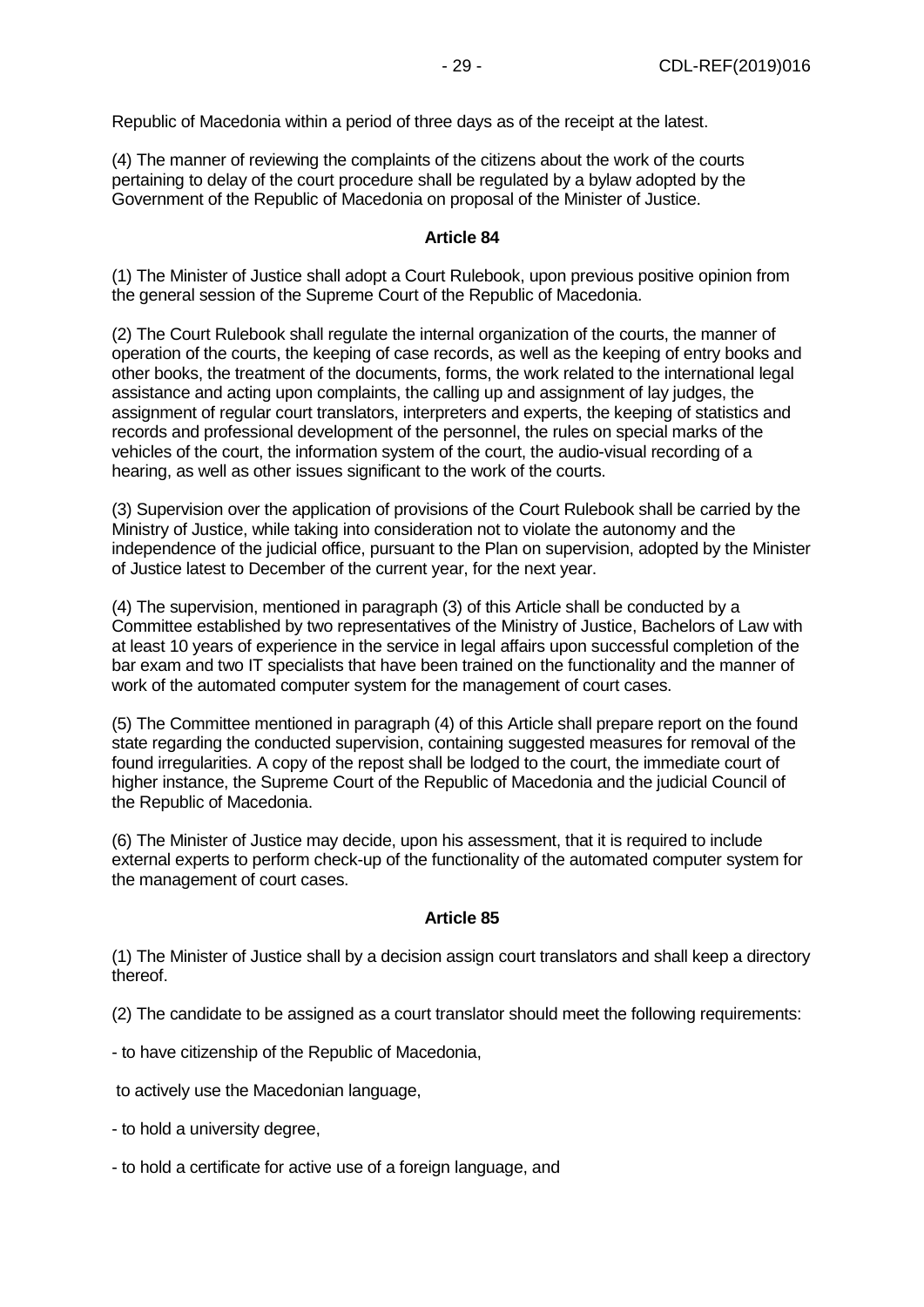Republic of Macedonia within a period of three days as of the receipt at the latest.

(4) The manner of reviewing the complaints of the citizens about the work of the courts pertaining to delay of the court procedure shall be regulated by a bylaw adopted by the Government of the Republic of Macedonia on proposal of the Minister of Justice.

**Article 84**

(1) The Minister of Justice shall adopt a Court Rulebook, upon previous positive opinion from the general session of the Supreme Court of the Republic of Macedonia.

(2) The Court Rulebook shall regulate the internal organization of the courts, the manner of operation of the courts, the keeping of case records, as well as the keeping of entry books and other books, the treatment of the documents, forms, the work related to the international legal assistance and acting upon complaints, the calling up and assignment of lay judges, the assignment of regular court translators, interpreters and experts, the keeping of statistics and records and professional development of the personnel, the rules on special marks of the vehicles of the court, the information system of the court, the audio-visual recording of a hearing, as well as other issues significant to the work of the courts.

(3) Supervision over the application of provisions of the Court Rulebook shall be carried by the Ministry of Justice, while taking into consideration not to violate the autonomy and the independence of the judicial office, pursuant to the Plan on supervision, adopted by the Minister of Justice latest to December of the current year, for the next year.

(4) The supervision, mentioned in paragraph (3) of this Article shall be conducted by a Committee established by two representatives of the Ministry of Justice, Bachelors of Law with at least 10 years of experience in the service in legal affairs upon successful completion of the bar exam and two IT specialists that have been trained on the functionality and the manner of work of the automated computer system for the management of court cases.

(5) The Committee mentioned in paragraph (4) of this Article shall prepare report on the found state regarding the conducted supervision, containing suggested measures for removal of the found irregularities. A copy of the repost shall be lodged to the court, the immediate court of higher instance, the Supreme Court of the Republic of Macedonia and the judicial Council of the Republic of Macedonia.

(6) The Minister of Justice may decide, upon his assessment, that it is required to include external experts to perform check-up of the functionality of the automated computer system for the management of court cases.

**Article 85**

(1) The Minister of Justice shall by a decision assign court translators and shall keep a directory thereof.

(2) The candidate to be assigned as a court translator should meet the following requirements:

- to have citizenship of the Republic of Macedonia,

 to actively use the Macedonian language,

- to hold a university degree,

- to hold a certificate for active use of a foreign language, and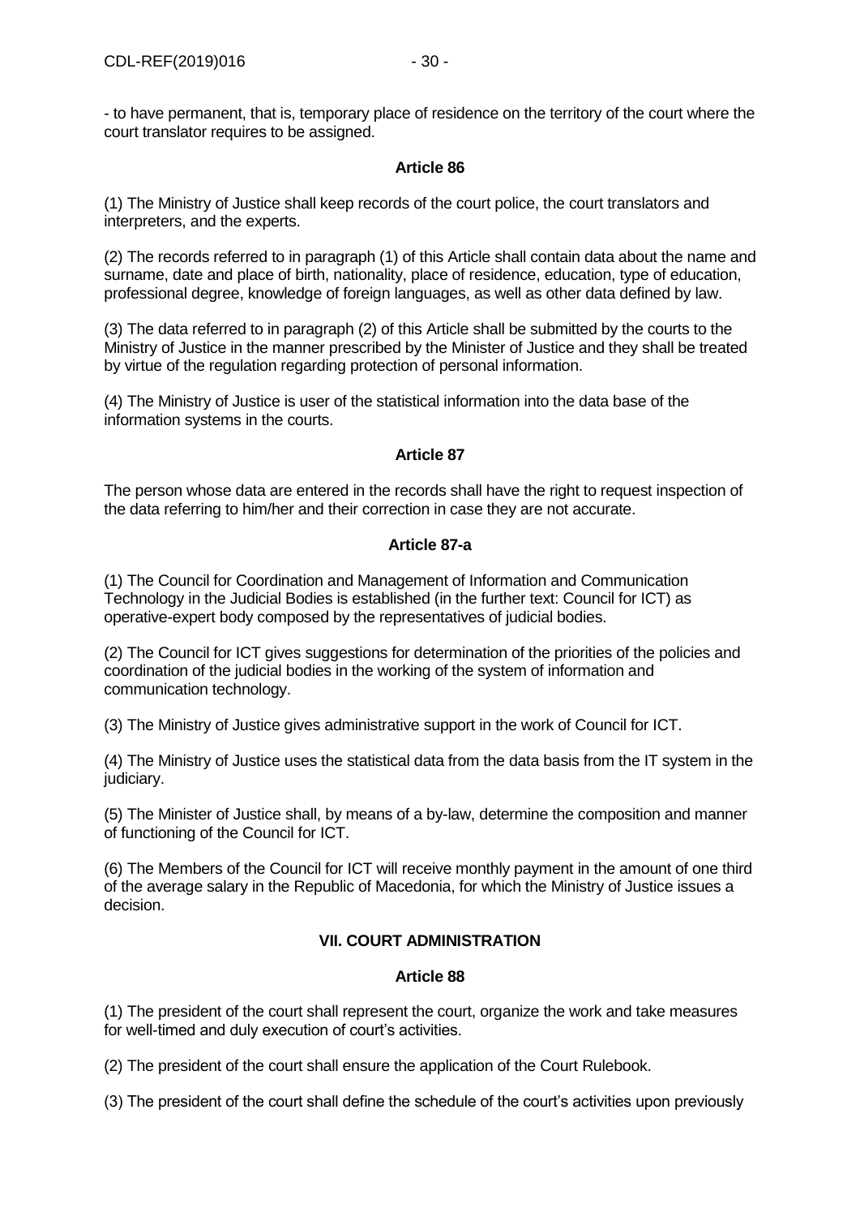- to have permanent, that is, temporary place of residence on the territory of the court where the court translator requires to be assigned.

**Article 86**

(1) The Ministry of Justice shall keep records of the court police, the court translators and interpreters, and the experts.

(2) The records referred to in paragraph (1) of this Article shall contain data about the name and surname, date and place of birth, nationality, place of residence, education, type of education, professional degree, knowledge of foreign languages, as well as other data defined by law.

(3) The data referred to in paragraph (2) of this Article shall be submitted by the courts to the Ministry of Justice in the manner prescribed by the Minister of Justice and they shall be treated by virtue of the regulation regarding protection of personal information.

(4) The Ministry of Justice is user of the statistical information into the data base of the information systems in the courts.

**Article 87**

The person whose data are entered in the records shall have the right to request inspection of the data referring to him/her and their correction in case they are not accurate.

**Article 87-a**

(1) The Council for Coordination and Management of Information and Communication Technology in the Judicial Bodies is established (in the further text: Council for ICT) as operative-expert body composed by the representatives of judicial bodies.

(2) The Council for ICT gives suggestions for determination of the priorities of the policies and coordination of the judicial bodies in the working of the system of information and communication technology.

(3) The Ministry of Justice gives administrative support in the work of Council for ICT.

(4) The Ministry of Justice uses the statistical data from the data basis from the IT system in the judiciary.

(5) The Minister of Justice shall, by means of a by-law, determine the composition and manner of functioning of the Council for ICT.

(6) The Members of the Council for ICT will receive monthly payment in the amount of one third of the average salary in the Republic of Macedonia, for which the Ministry of Justice issues a decision.

## VII. COURT ADMINISTRATION

**Article 88**

(1) The president of the court shall represent the court, organize the work and take measures for well-timed and duly execution of court's activities.

(2) The president of the court shall ensure the application of the Court Rulebook.

(3) The president of the court shall define the schedule of the court's activities upon previously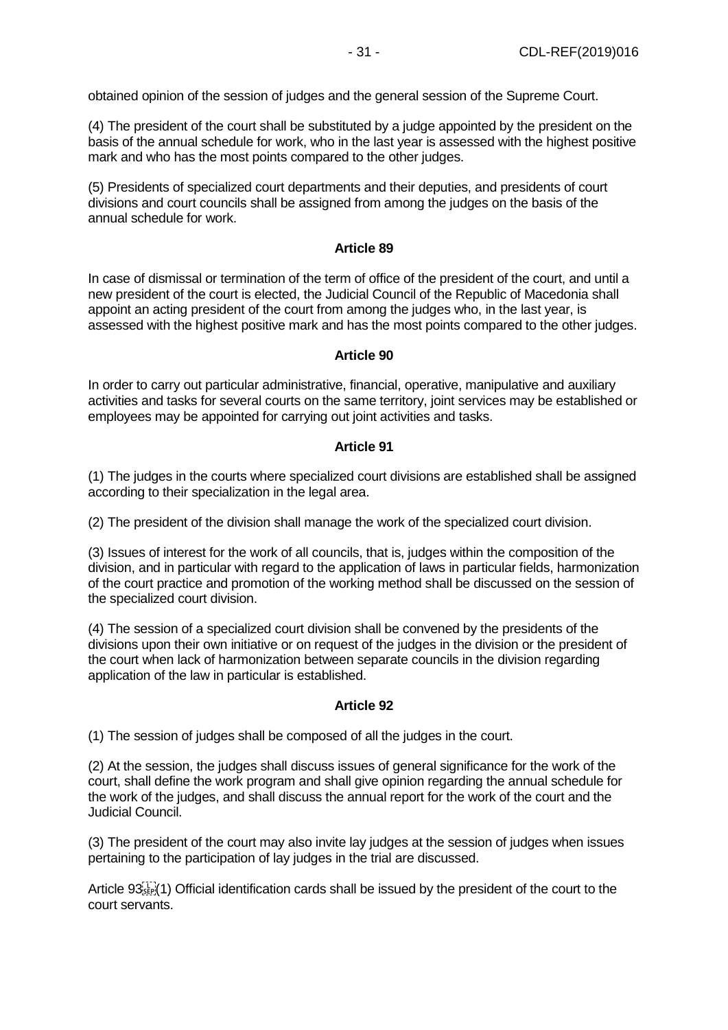obtained opinion of the session of judges and the general session of the Supreme Court.

(4) The president of the court shall be substituted by a judge appointed by the president on the basis of the annual schedule for work, who in the last year is assessed with the highest positive mark and who has the most points compared to the other judges.

(5) Presidents of specialized court departments and their deputies, and presidents of court divisions and court councils shall be assigned from among the judges on the basis of the annual schedule for work.

**Article 89**

In case of dismissal or termination of the term of office of the president of the court, and until a new president of the court is elected, the Judicial Council of the Republic of Macedonia shall appoint an acting president of the court from among the judges who, in the last year, is assessed with the highest positive mark and has the most points compared to the other judges.

**Article 90**

In order to carry out particular administrative, financial, operative, manipulative and auxiliary activities and tasks for several courts on the same territory, joint services may be established or employees may be appointed for carrying out joint activities and tasks.

**Article 91**

(1) The judges in the courts where specialized court divisions are established shall be assigned according to their specialization in the legal area.

(2) The president of the division shall manage the work of the specialized court division.

(3) Issues of interest for the work of all councils, that is, judges within the composition of the division, and in particular with regard to the application of laws in particular fields, harmonization of the court practice and promotion of the working method shall be discussed on the session of the specialized court division.

(4) The session of a specialized court division shall be convened by the presidents of the divisions upon their own initiative or on request of the judges in the division or the president of the court when lack of harmonization between separate councils in the division regarding application of the law in particular is established.

**Article 92**

(1) The session of judges shall be composed of all the judges in the court.

(2) At the session, the judges shall discuss issues of general significance for the work of the court, shall define the work program and shall give opinion regarding the annual schedule for the work of the judges, and shall discuss the annual report for the work of the court and the Judicial Council.

(3) The president of the court may also invite lay judges at the session of judges when issues pertaining to the participation of lay judges in the trial are discussed.

Article 93 (1) Official identification cards shall be issued by the president of the court to the court servants.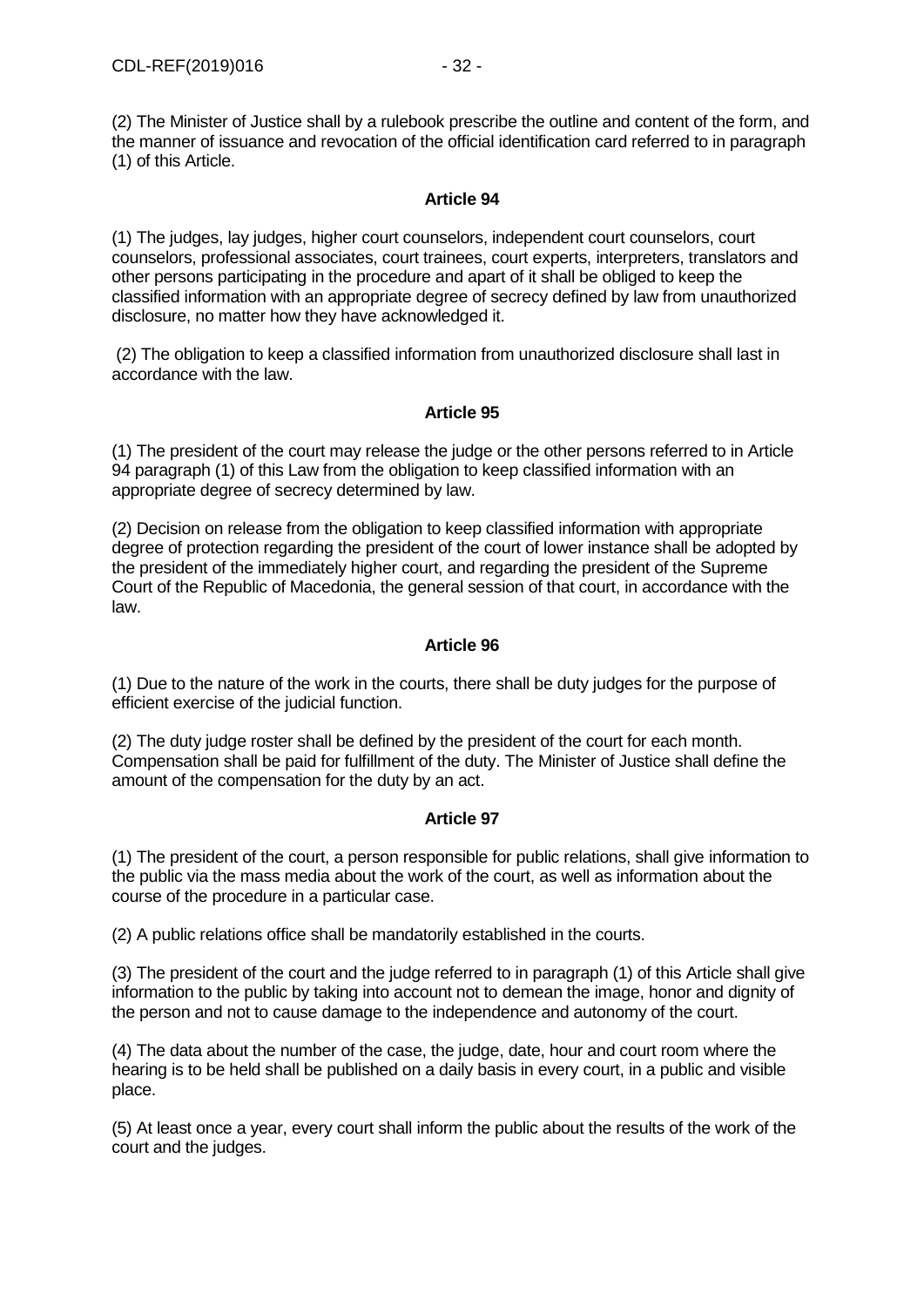(2) The Minister of Justice shall by a rulebook prescribe the outline and content of the form, and the manner of issuance and revocation of the official identification card referred to in paragraph (1) of this Article.

**Article 94**

(1) The judges, lay judges, higher court counselors, independent court counselors, court counselors, professional associates, court trainees, court experts, interpreters, translators and other persons participating in the procedure and apart of it shall be obliged to keep the classified information with an appropriate degree of secrecy defined by law from unauthorized disclosure, no matter how they have acknowledged it.

(2) The obligation to keep a classified information from unauthorized disclosure shall last in accordance with the law.

**Article 95**

(1) The president of the court may release the judge or the other persons referred to in Article 94 paragraph (1) of this Law from the obligation to keep classified information with an appropriate degree of secrecy determined by law.

(2) Decision on release from the obligation to keep classified information with appropriate degree of protection regarding the president of the court of lower instance shall be adopted by the president of the immediately higher court, and regarding the president of the Supreme Court of the Republic of Macedonia, the general session of that court, in accordance with the law.

**Article 96**

(1) Due to the nature of the work in the courts, there shall be duty judges for the purpose of efficient exercise of the judicial function.

(2) The duty judge roster shall be defined by the president of the court for each month. Compensation shall be paid for fulfillment of the duty. The Minister of Justice shall define the amount of the compensation for the duty by an act.

**Article 97**

(1) The president of the court, a person responsible for public relations, shall give information to the public via the mass media about the work of the court, as well as information about the course of the procedure in a particular case.

(2) A public relations office shall be mandatorily established in the courts.

(3) The president of the court and the judge referred to in paragraph (1) of this Article shall give information to the public by taking into account not to demean the image, honor and dignity of the person and not to cause damage to the independence and autonomy of the court.

(4) The data about the number of the case, the judge, date, hour and court room where the hearing is to be held shall be published on a daily basis in every court, in a public and visible place.

(5) At least once a year, every court shall inform the public about the results of the work of the court and the judges.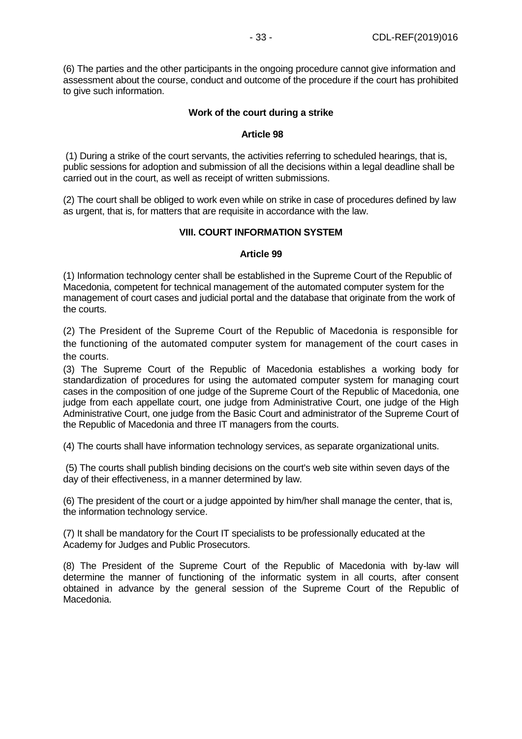(6) The parties and the other participants in the ongoing procedure cannot give information and assessment about the course, conduct and outcome of the procedure if the court has prohibited to give such information.

**Work of the court during a strike**

**Article 98**

(1) During a strike of the court servants, the activities referring to scheduled hearings, that is, public sessions for adoption and submission of all the decisions within a legal deadline shall be carried out in the court, as well as receipt of written submissions.

(2) The court shall be obliged to work even while on strike in case of procedures defined by law as urgent, that is, for matters that are requisite in accordance with the law.

**VIII. COURT INFORMATION SYSTEM**

**Article 99**

(1) Information technology center shall be established in the Supreme Court of the Republic of Macedonia, competent for technical management of the automated computer system for the management of court cases and judicial portal and the database that originate from the work of the courts.

(2) The President of the Supreme Court of the Republic of Macedonia is responsible for the functioning of the automated computer system for management of the court cases in the courts.

(3) The Supreme Court of the Republic of Macedonia establishes a working body for standardization of procedures for using the automated computer system for managing court cases in the composition of one judge of the Supreme Court of the Republic of Macedonia, one judge from each appellate court, one judge from Administrative Court, one judge of the High Administrative Court, one judge from the Basic Court and administrator of the Supreme Court of the Republic of Macedonia and three IT managers from the courts.

(4) The courts shall have information technology services, as separate organizational units.

(5) The courts shall publish binding decisions on the court's web site within seven days of the day of their effectiveness, in a manner determined by law.

(6) The president of the court or a judge appointed by him/her shall manage the center, that is, the information technology service.

(7) It shall be mandatory for the Court IT specialists to be professionally educated at the Academy for Judges and Public Prosecutors.

(8) The President of the Supreme Court of the Republic of Macedonia with by-law will determine the manner of functioning of the informatic system in all courts, after consent obtained in advance by the general session of the Supreme Court of the Republic of Macedonia.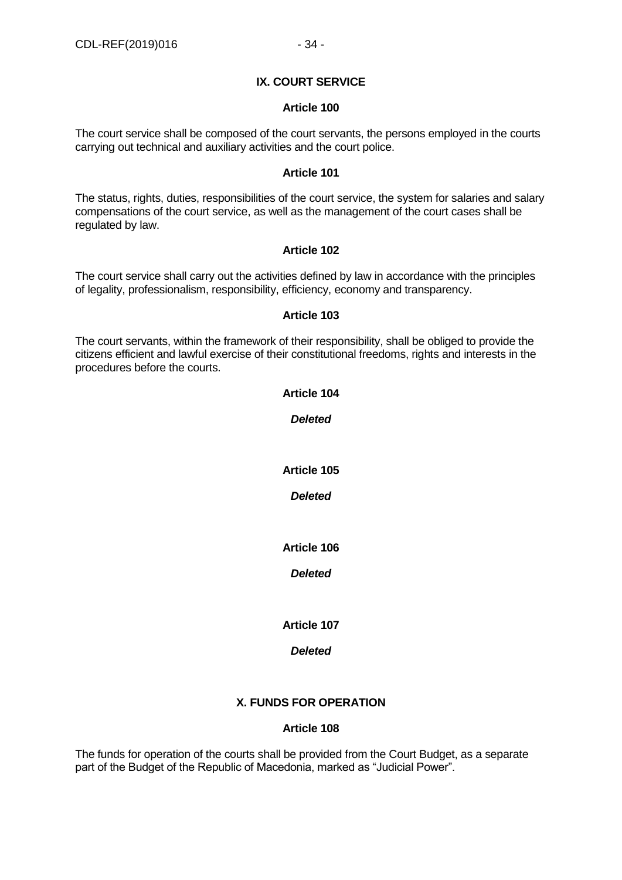## IX. COURT SERVICE

### Article 100

The court service shall be composed of the court servants, the persons employed in the courts carrying out technical and auxiliary activities and the court police.

### Article 101

The status, rights, duties, responsibilities of the court service, the system for salaries and salary compensations of the court service, as well as the management of the court cases shall be regulated by law.

### Article 102

The court service shall carry out the activities defined by law in accordance with the principles of legality, professionalism, responsibility, efficiency, economy and transparency.

### Article 103

The court servants, within the framework of their responsibility, shall be obliged to provide the citizens efficient and lawful exercise of their constitutional freedoms, rights and interests in the procedures before the courts.

### Article 104

***Deleted***

### Article 105

***Deleted***

### Article 106

***Deleted***

### Article 107

***Deleted***

## X. FUNDS FOR OPERATION

### Article 108

The funds for operation of the courts shall be provided from the Court Budget, as a separate part of the Budget of the Republic of Macedonia, marked as "Judicial Power".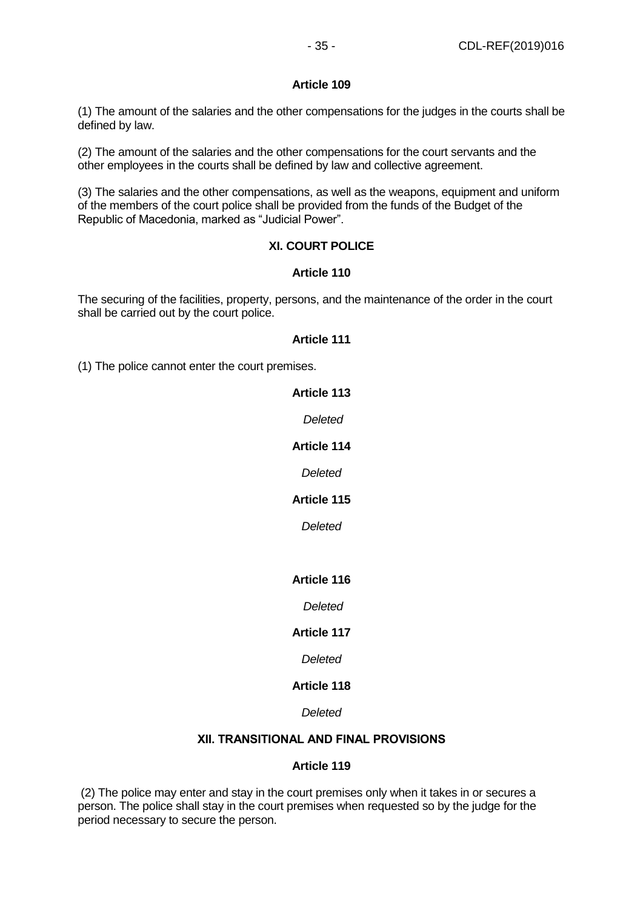**Article 109**

(1) The amount of the salaries and the other compensations for the judges in the courts shall be defined by law.

(2) The amount of the salaries and the other compensations for the court servants and the other employees in the courts shall be defined by law and collective agreement.

(3) The salaries and the other compensations, as well as the weapons, equipment and uniform of the members of the court police shall be provided from the funds of the Budget of the Republic of Macedonia, marked as "Judicial Power".

## XI. COURT POLICE

**Article 110**

The securing of the facilities, property, persons, and the maintenance of the order in the court shall be carried out by the court police.

**Article 111**

(1) The police cannot enter the court premises.

**Article 113**

*Deleted*

**Article 114**

*Deleted*

**Article 115**

*Deleted*

**Article 116**

*Deleted*

**Article 117**

*Deleted*

**Article 118**

*Deleted*

## XII. TRANSITIONAL AND FINAL PROVISIONS

**Article 119**

(2) The police may enter and stay in the court premises only when it takes in or secures a person. The police shall stay in the court premises when requested so by the judge for the period necessary to secure the person.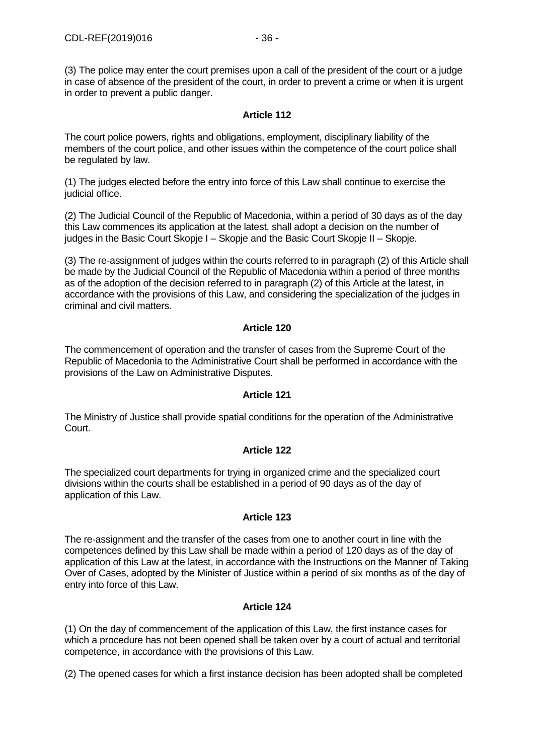(3) The police may enter the court premises upon a call of the president of the court or a judge in case of absence of the president of the court, in order to prevent a crime or when it is urgent in order to prevent a public danger.

**Article 112**

The court police powers, rights and obligations, employment, disciplinary liability of the members of the court police, and other issues within the competence of the court police shall be regulated by law.

(1) The judges elected before the entry into force of this Law shall continue to exercise the judicial office.

(2) The Judicial Council of the Republic of Macedonia, within a period of 30 days as of the day this Law commences its application at the latest, shall adopt a decision on the number of judges in the Basic Court Skopje I – Skopje and the Basic Court Skopje II – Skopje.

(3) The re-assignment of judges within the courts referred to in paragraph (2) of this Article shall be made by the Judicial Council of the Republic of Macedonia within a period of three months as of the adoption of the decision referred to in paragraph (2) of this Article at the latest, in accordance with the provisions of this Law, and considering the specialization of the judges in criminal and civil matters.

**Article 120**

The commencement of operation and the transfer of cases from the Supreme Court of the Republic of Macedonia to the Administrative Court shall be performed in accordance with the provisions of the Law on Administrative Disputes.

**Article 121**

The Ministry of Justice shall provide spatial conditions for the operation of the Administrative Court.

**Article 122**

The specialized court departments for trying in organized crime and the specialized court divisions within the courts shall be established in a period of 90 days as of the day of application of this Law.

**Article 123**

The re-assignment and the transfer of the cases from one to another court in line with the competences defined by this Law shall be made within a period of 120 days as of the day of application of this Law at the latest, in accordance with the Instructions on the Manner of Taking Over of Cases, adopted by the Minister of Justice within a period of six months as of the day of entry into force of this Law.

**Article 124**

(1) On the day of commencement of the application of this Law, the first instance cases for which a procedure has not been opened shall be taken over by a court of actual and territorial competence, in accordance with the provisions of this Law.

(2) The opened cases for which a first instance decision has been adopted shall be completed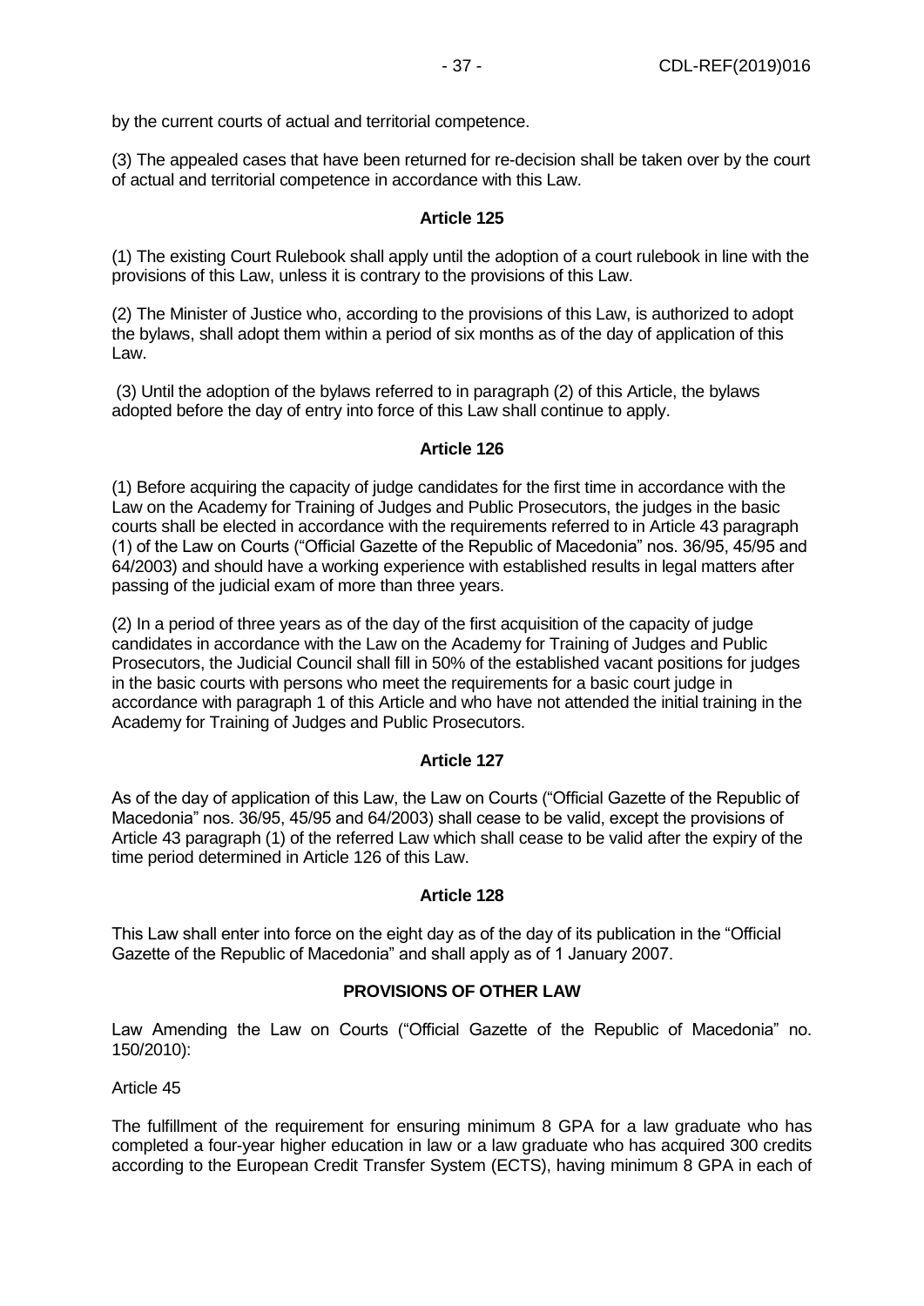by the current courts of actual and territorial competence.

(3) The appealed cases that have been returned for re-decision shall be taken over by the court of actual and territorial competence in accordance with this Law.

**Article 125**

(1) The existing Court Rulebook shall apply until the adoption of a court rulebook in line with the provisions of this Law, unless it is contrary to the provisions of this Law.

(2) The Minister of Justice who, according to the provisions of this Law, is authorized to adopt the bylaws, shall adopt them within a period of six months as of the day of application of this Law.

(3) Until the adoption of the bylaws referred to in paragraph (2) of this Article, the bylaws adopted before the day of entry into force of this Law shall continue to apply.

**Article 126**

(1) Before acquiring the capacity of judge candidates for the first time in accordance with the Law on the Academy for Training of Judges and Public Prosecutors, the judges in the basic courts shall be elected in accordance with the requirements referred to in Article 43 paragraph (1) of the Law on Courts ("Official Gazette of the Republic of Macedonia" nos. 36/95, 45/95 and 64/2003) and should have a working experience with established results in legal matters after passing of the judicial exam of more than three years.

(2) In a period of three years as of the day of the first acquisition of the capacity of judge candidates in accordance with the Law on the Academy for Training of Judges and Public Prosecutors, the Judicial Council shall fill in 50% of the established vacant positions for judges in the basic courts with persons who meet the requirements for a basic court judge in accordance with paragraph 1 of this Article and who have not attended the initial training in the Academy for Training of Judges and Public Prosecutors.

**Article 127**

As of the day of application of this Law, the Law on Courts ("Official Gazette of the Republic of Macedonia" nos. 36/95, 45/95 and 64/2003) shall cease to be valid, except the provisions of Article 43 paragraph (1) of the referred Law which shall cease to be valid after the expiry of the time period determined in Article 126 of this Law.

**Article 128**

This Law shall enter into force on the eight day as of the day of its publication in the "Official Gazette of the Republic of Macedonia" and shall apply as of 1 January 2007.

**PROVISIONS OF OTHER LAW**

Law Amending the Law on Courts ("Official Gazette of the Republic of Macedonia" no. 150/2010):

Article 45

The fulfillment of the requirement for ensuring minimum 8 GPA for a law graduate who has completed a four-year higher education in law or a law graduate who has acquired 300 credits according to the European Credit Transfer System (ECTS), having minimum 8 GPA in each of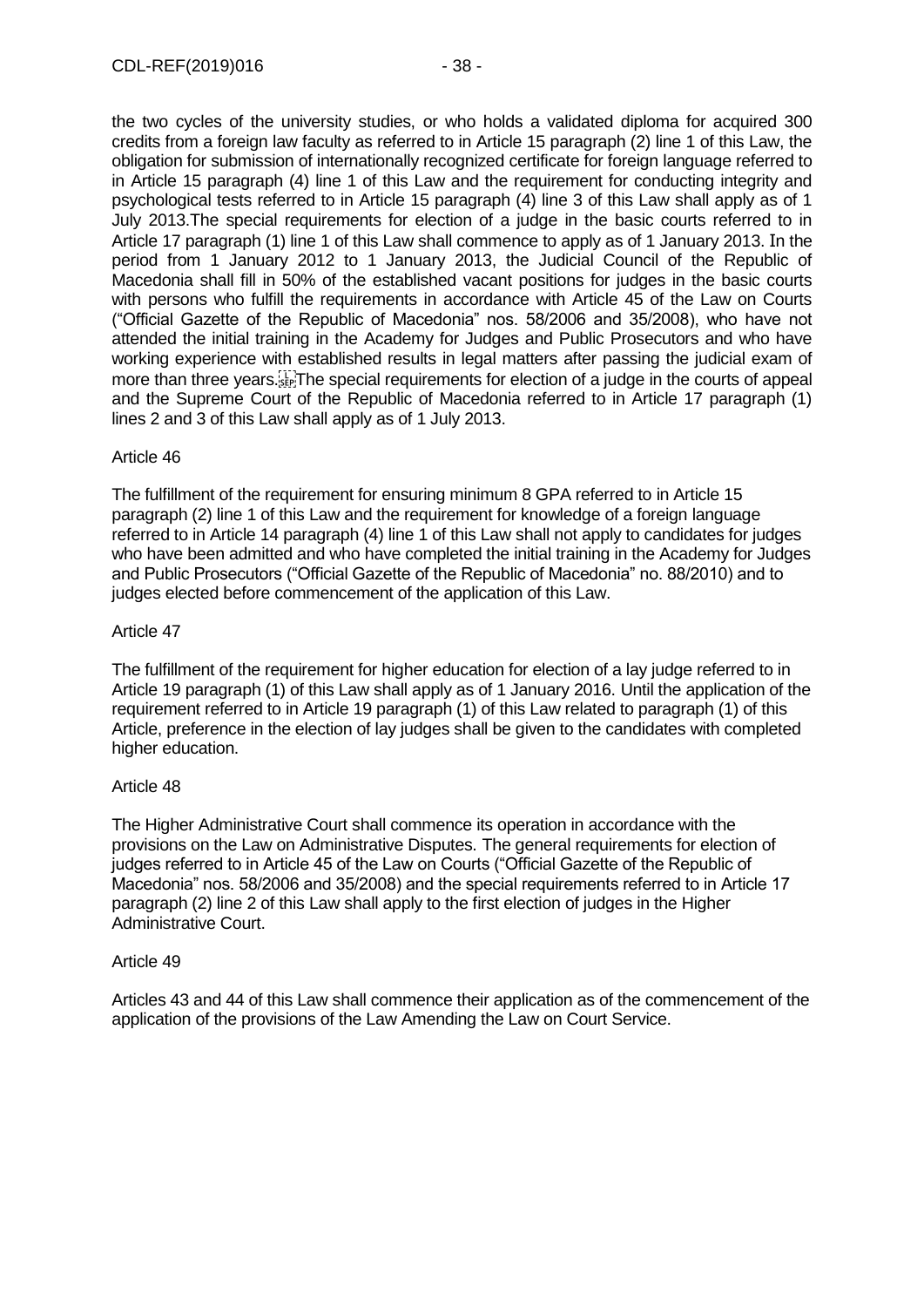the two cycles of the university studies, or who holds a validated diploma for acquired 300 credits from a foreign law faculty as referred to in Article 15 paragraph (2) line 1 of this Law, the obligation for submission of internationally recognized certificate for foreign language referred to in Article 15 paragraph (4) line 1 of this Law and the requirement for conducting integrity and psychological tests referred to in Article 15 paragraph (4) line 3 of this Law shall apply as of 1 July 2013.The special requirements for election of a judge in the basic courts referred to in Article 17 paragraph (1) line 1 of this Law shall commence to apply as of 1 January 2013. In the period from 1 January 2012 to 1 January 2013, the Judicial Council of the Republic of Macedonia shall fill in 50% of the established vacant positions for judges in the basic courts with persons who fulfill the requirements in accordance with Article 45 of the Law on Courts ("Official Gazette of the Republic of Macedonia" nos. 58/2006 and 35/2008), who have not attended the initial training in the Academy for Judges and Public Prosecutors and who have working experience with established results in legal matters after passing the judicial exam of more than three years. The special requirements for election of a judge in the courts of appeal and the Supreme Court of the Republic of Macedonia referred to in Article 17 paragraph (1) lines 2 and 3 of this Law shall apply as of 1 July 2013.

Article 46

The fulfillment of the requirement for ensuring minimum 8 GPA referred to in Article 15 paragraph (2) line 1 of this Law and the requirement for knowledge of a foreign language referred to in Article 14 paragraph (4) line 1 of this Law shall not apply to candidates for judges who have been admitted and who have completed the initial training in the Academy for Judges and Public Prosecutors ("Official Gazette of the Republic of Macedonia" no. 88/2010) and to judges elected before commencement of the application of this Law.

Article 47

The fulfillment of the requirement for higher education for election of a lay judge referred to in Article 19 paragraph (1) of this Law shall apply as of 1 January 2016. Until the application of the requirement referred to in Article 19 paragraph (1) of this Law related to paragraph (1) of this Article, preference in the election of lay judges shall be given to the candidates with completed higher education.

Article 48

The Higher Administrative Court shall commence its operation in accordance with the provisions on the Law on Administrative Disputes. The general requirements for election of judges referred to in Article 45 of the Law on Courts ("Official Gazette of the Republic of Macedonia" nos. 58/2006 and 35/2008) and the special requirements referred to in Article 17 paragraph (2) line 2 of this Law shall apply to the first election of judges in the Higher Administrative Court.

Article 49

Articles 43 and 44 of this Law shall commence their application as of the commencement of the application of the provisions of the Law Amending the Law on Court Service.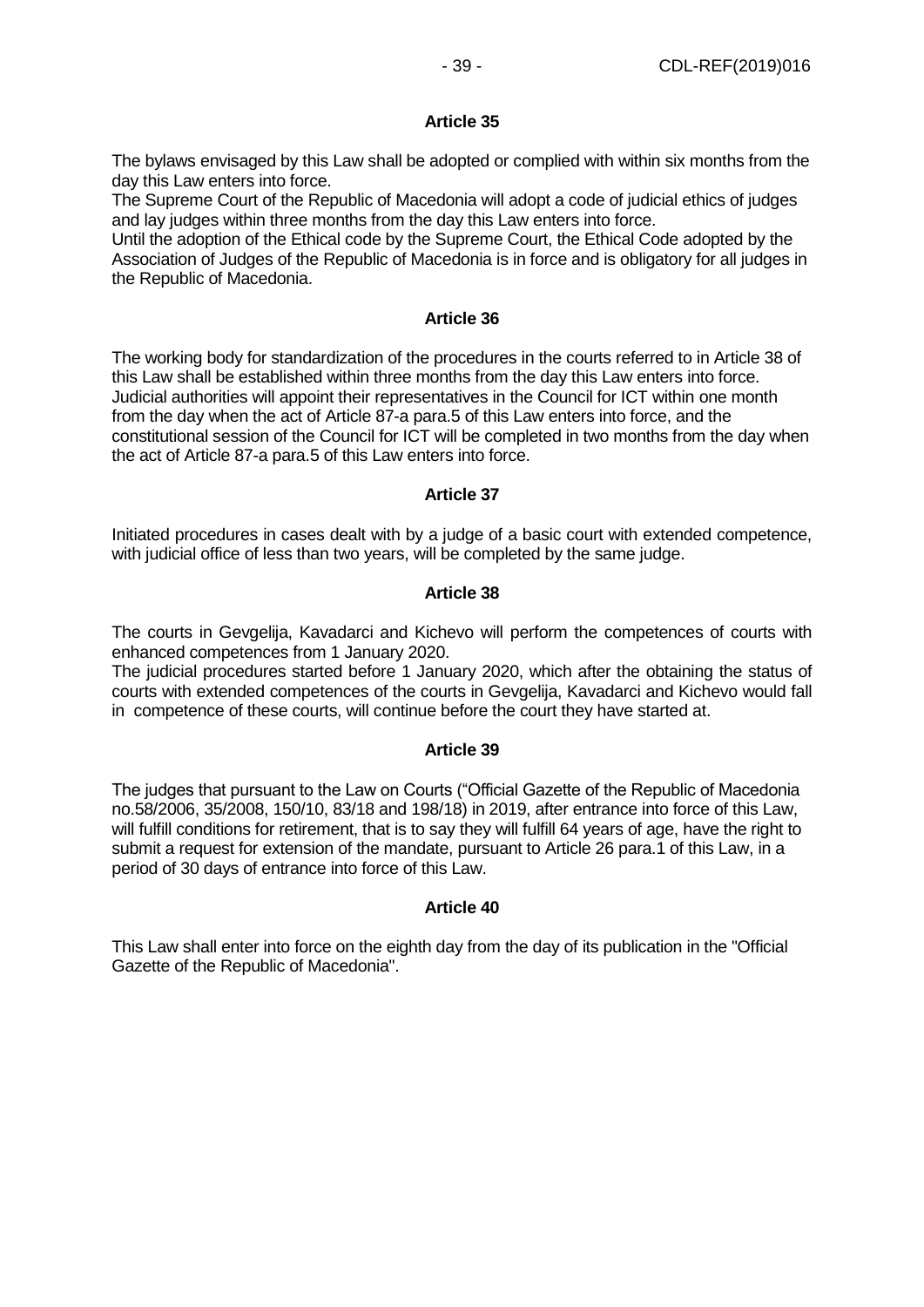**Article 35**

The bylaws envisaged by this Law shall be adopted or complied with within six months from the day this Law enters into force.

The Supreme Court of the Republic of Macedonia will adopt a code of judicial ethics of judges and lay judges within three months from the day this Law enters into force.

Until the adoption of the Ethical code by the Supreme Court, the Ethical Code adopted by the Association of Judges of the Republic of Macedonia is in force and is obligatory for all judges in the Republic of Macedonia.

**Article 36**

The working body for standardization of the procedures in the courts referred to in Article 38 of this Law shall be established within three months from the day this Law enters into force.

Judicial authorities will appoint their representatives in the Council for ICT within one month from the day when the act of Article 87-a para.5 of this Law enters into force, and the constitutional session of the Council for ICT will be completed in two months from the day when the act of Article 87-a para.5 of this Law enters into force.

**Article 37**

Initiated procedures in cases dealt with by a judge of a basic court with extended competence, with judicial office of less than two years, will be completed by the same judge.

**Article 38**

The courts in Gevgelija, Kavadarci and Kichevo will perform the competences of courts with enhanced competences from 1 January 2020.

The judicial procedures started before 1 January 2020, which after the obtaining the status of courts with extended competences of the courts in Gevgelija, Kavadarci and Kichevo would fall in competence of these courts, will continue before the court they have started at.

**Article 39**

The judges that pursuant to the Law on Courts ("Official Gazette of the Republic of Macedonia no.58/2006, 35/2008, 150/10, 83/18 and 198/18) in 2019, after entrance into force of this Law, will fulfill conditions for retirement, that is to say they will fulfill 64 years of age, have the right to submit a request for extension of the mandate, pursuant to Article 26 para.1 of this Law, in a period of 30 days of entrance into force of this Law.

**Article 40**

This Law shall enter into force on the eighth day from the day of its publication in the "Official Gazette of the Republic of Macedonia".